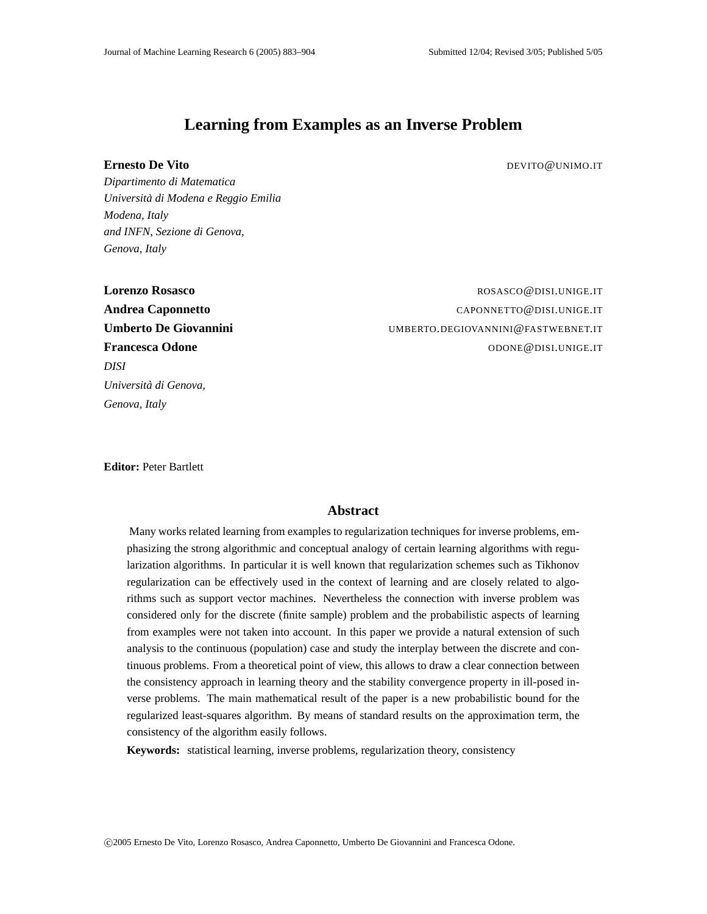# Learning from Examples as an Inverse Problem

**Ernesto De Vito** DEVITO@UNIMO.IT
*Dipartimento di Matematica*
*Università di Modena e Reggio Emilia*
*Modena, Italy*
*and INFN, Sezione di Genova,*
*Genova, Italy*

**Lorenzo Rosasco** ROSASCO@DISI.UNIGE.IT
**Andrea Caponnetto** CAPONNETTO@DISI.UNIGE.IT
**Umberto De Giovannini** UMBERTO.DEGIOVANNINI@FASTWEBNET.IT
**Francesca Odone** ODONE@DISI.UNIGE.IT
*DISI*
*Università di Genova,*
*Genova, Italy*

**Editor:** Peter Bartlett

## Abstract

Many works related learning from examples to regularization techniques for inverse problems, emphasizing the strong algorithmic and conceptual analogy of certain learning algorithms with regularization algorithms. In particular it is well known that regularization schemes such as Tikhonov regularization can be effectively used in the context of learning and are closely related to algorithms such as support vector machines. Nevertheless the connection with inverse problem was considered only for the discrete (finite sample) problem and the probabilistic aspects of learning from examples were not taken into account. In this paper we provide a natural extension of such analysis to the continuous (population) case and study the interplay between the discrete and continuous problems. From a theoretical point of view, this allows to draw a clear connection between the consistency approach in learning theory and the stability convergence property in ill-posed inverse problems. The main mathematical result of the paper is a new probabilistic bound for the regularized least-squares algorithm. By means of standard results on the approximation term, the consistency of the algorithm easily follows.

**Keywords:** statistical learning, inverse problems, regularization theory, consistency

©2005 Ernesto De Vito, Lorenzo Rosasco, Andrea Caponnetto, Umberto De Giovannini and Francesca Odone.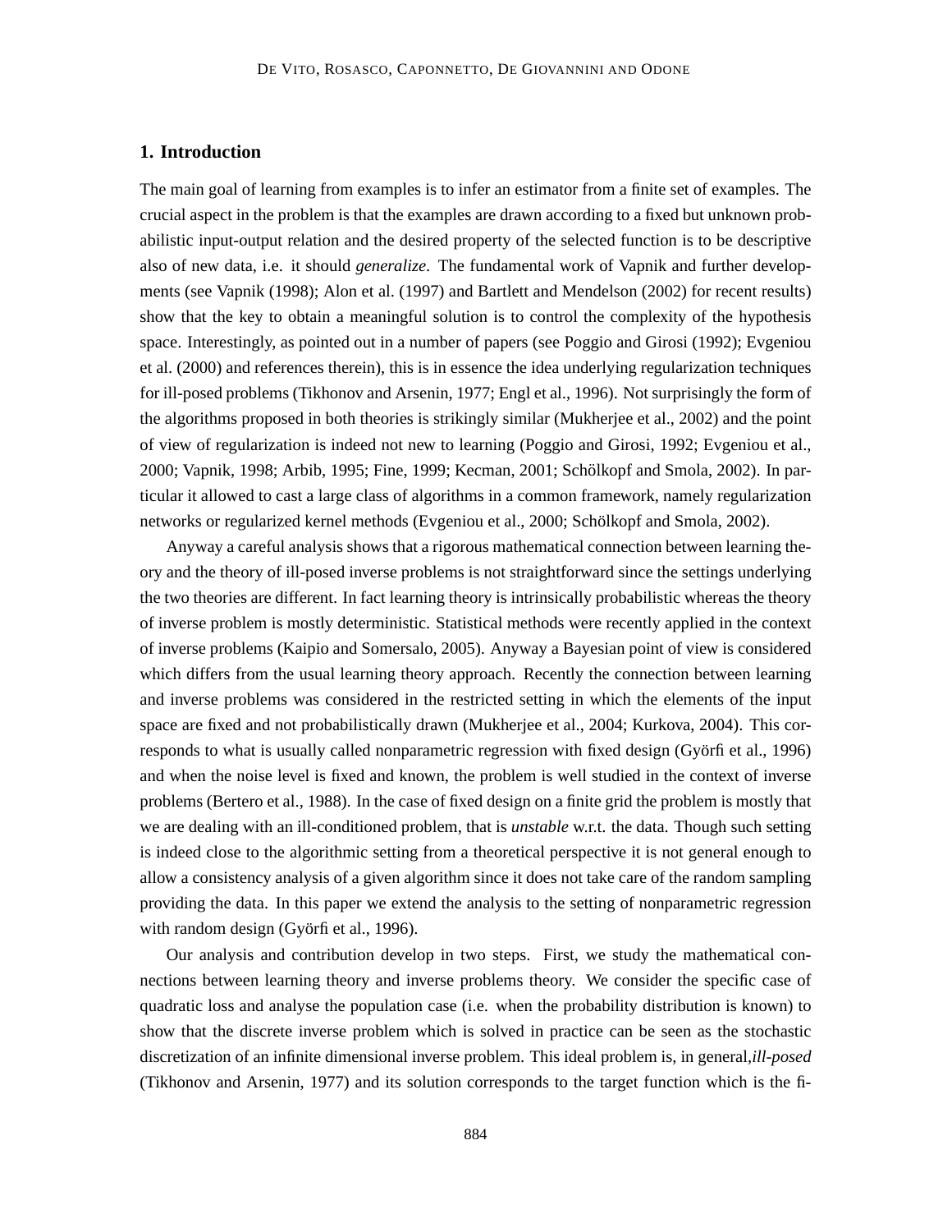## 1. Introduction

The main goal of learning from examples is to infer an estimator from a finite set of examples. The crucial aspect in the problem is that the examples are drawn according to a fixed but unknown probabilistic input-output relation and the desired property of the selected function is to be descriptive also of new data, i.e. it should *generalize*. The fundamental work of Vapnik and further developments (see Vapnik (1998); Alon et al. (1997) and Bartlett and Mendelson (2002) for recent results) show that the key to obtain a meaningful solution is to control the complexity of the hypothesis space. Interestingly, as pointed out in a number of papers (see Poggio and Girosi (1992); Evgeniou et al. (2000) and references therein), this is in essence the idea underlying regularization techniques for ill-posed problems (Tikhonov and Arsenin, 1977; Engl et al., 1996). Not surprisingly the form of the algorithms proposed in both theories is strikingly similar (Mukherjee et al., 2002) and the point of view of regularization is indeed not new to learning (Poggio and Girosi, 1992; Evgeniou et al., 2000; Vapnik, 1998; Arbib, 1995; Fine, 1999; Kecman, 2001; Schölkopf and Smola, 2002). In particular it allowed to cast a large class of algorithms in a common framework, namely regularization networks or regularized kernel methods (Evgeniou et al., 2000; Schölkopf and Smola, 2002).

Anyway a careful analysis shows that a rigorous mathematical connection between learning theory and the theory of ill-posed inverse problems is not straightforward since the settings underlying the two theories are different. In fact learning theory is intrinsically probabilistic whereas the theory of inverse problem is mostly deterministic. Statistical methods were recently applied in the context of inverse problems (Kaipio and Somersalo, 2005). Anyway a Bayesian point of view is considered which differs from the usual learning theory approach. Recently the connection between learning and inverse problems was considered in the restricted setting in which the elements of the input space are fixed and not probabilistically drawn (Mukherjee et al., 2004; Kurkova, 2004). This corresponds to what is usually called nonparametric regression with fixed design (Györfi et al., 1996) and when the noise level is fixed and known, the problem is well studied in the context of inverse problems (Bertero et al., 1988). In the case of fixed design on a finite grid the problem is mostly that we are dealing with an ill-conditioned problem, that is *unstable* w.r.t. the data. Though such setting is indeed close to the algorithmic setting from a theoretical perspective it is not general enough to allow a consistency analysis of a given algorithm since it does not take care of the random sampling providing the data. In this paper we extend the analysis to the setting of nonparametric regression with random design (Györfi et al., 1996).

Our analysis and contribution develop in two steps. First, we study the mathematical connections between learning theory and inverse problems theory. We consider the specific case of quadratic loss and analyse the population case (i.e. when the probability distribution is known) to show that the discrete inverse problem which is solved in practice can be seen as the stochastic discretization of an infinite dimensional inverse problem. This ideal problem is, in general, *ill-posed* (Tikhonov and Arsenin, 1977) and its solution corresponds to the target function which is the fi-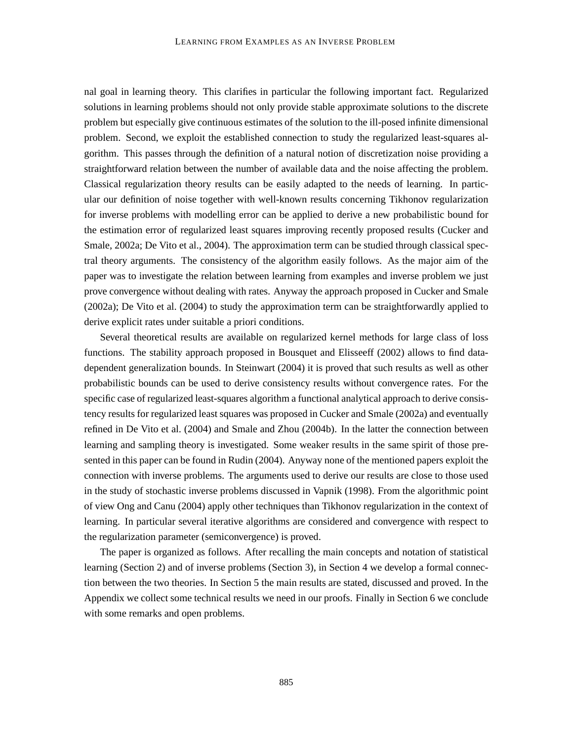nal goal in learning theory. This clarifies in particular the following important fact. Regularized solutions in learning problems should not only provide stable approximate solutions to the discrete problem but especially give continuous estimates of the solution to the ill-posed infinite dimensional problem. Second, we exploit the established connection to study the regularized least-squares algorithm. This passes through the definition of a natural notion of discretization noise providing a straightforward relation between the number of available data and the noise affecting the problem. Classical regularization theory results can be easily adapted to the needs of learning. In particular our definition of noise together with well-known results concerning Tikhonov regularization for inverse problems with modelling error can be applied to derive a new probabilistic bound for the estimation error of regularized least squares improving recently proposed results (Cucker and Smale, 2002a; De Vito et al., 2004). The approximation term can be studied through classical spectral theory arguments. The consistency of the algorithm easily follows. As the major aim of the paper was to investigate the relation between learning from examples and inverse problem we just prove convergence without dealing with rates. Anyway the approach proposed in Cucker and Smale (2002a); De Vito et al. (2004) to study the approximation term can be straightforwardly applied to derive explicit rates under suitable a priori conditions.

Several theoretical results are available on regularized kernel methods for large class of loss functions. The stability approach proposed in Bousquet and Elisseeff (2002) allows to find data-dependent generalization bounds. In Steinwart (2004) it is proved that such results as well as other probabilistic bounds can be used to derive consistency results without convergence rates. For the specific case of regularized least-squares algorithm a functional analytical approach to derive consistency results for regularized least squares was proposed in Cucker and Smale (2002a) and eventually refined in De Vito et al. (2004) and Smale and Zhou (2004b). In the latter the connection between learning and sampling theory is investigated. Some weaker results in the same spirit of those presented in this paper can be found in Rudin (2004). Anyway none of the mentioned papers exploit the connection with inverse problems. The arguments used to derive our results are close to those used in the study of stochastic inverse problems discussed in Vapnik (1998). From the algorithmic point of view Ong and Canu (2004) apply other techniques than Tikhonov regularization in the context of learning. In particular several iterative algorithms are considered and convergence with respect to the regularization parameter (semiconvergence) is proved.

The paper is organized as follows. After recalling the main concepts and notation of statistical learning (Section 2) and of inverse problems (Section 3), in Section 4 we develop a formal connection between the two theories. In Section 5 the main results are stated, discussed and proved. In the Appendix we collect some technical results we need in our proofs. Finally in Section 6 we conclude with some remarks and open problems.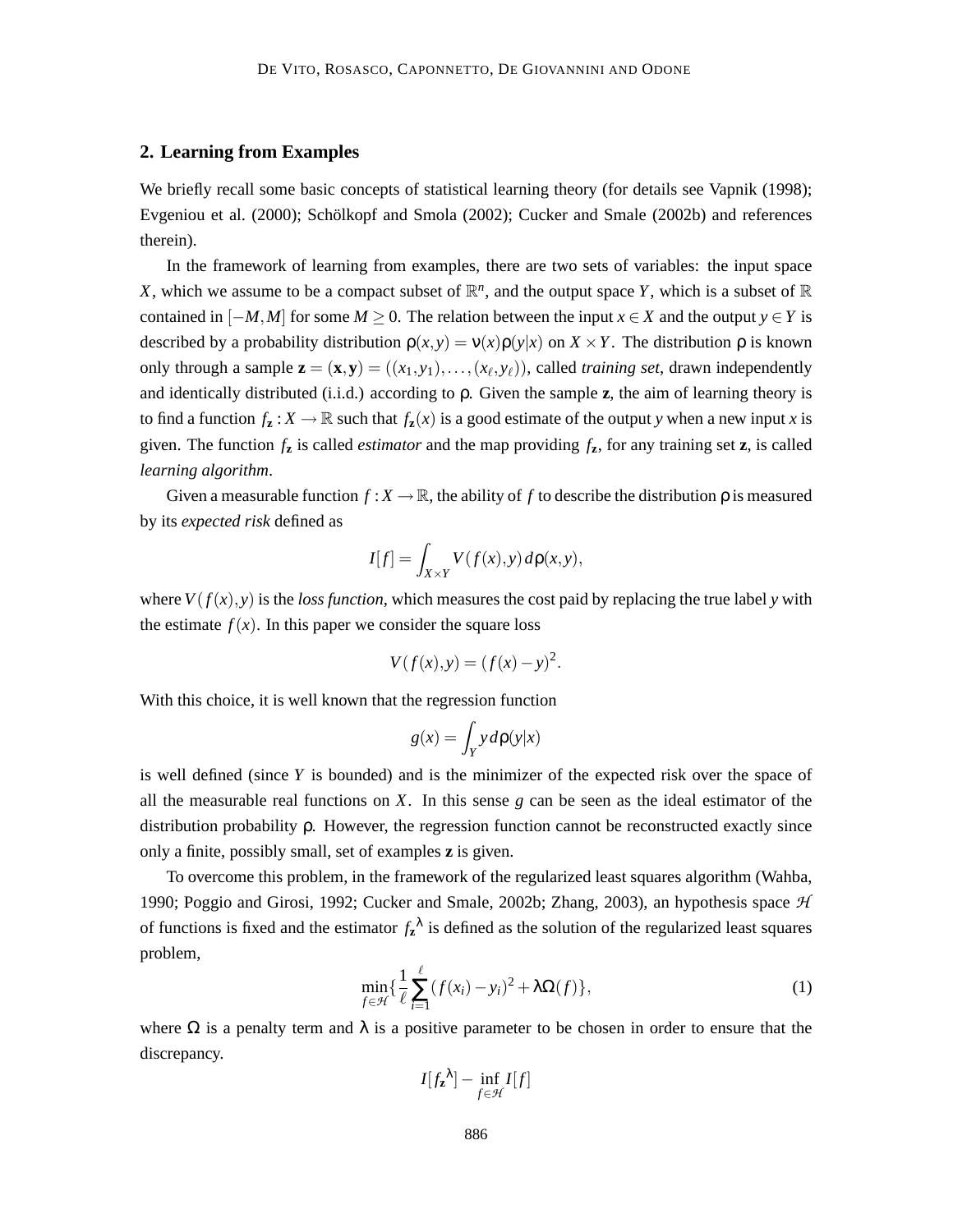## 2. Learning from Examples

We briefly recall some basic concepts of statistical learning theory (for details see Vapnik (1998); Evgeniou et al. (2000); Schölkopf and Smola (2002); Cucker and Smale (2002b) and references therein).

In the framework of learning from examples, there are two sets of variables: the input space $X$, which we assume to be a compact subset of $\mathbb{R}^n$, and the output space $Y$, which is a subset of $\mathbb{R}$ contained in $[-M, M]$ for some $M \geq 0$. The relation between the input $x \in X$ and the output $y \in Y$ is described by a probability distribution $\rho(x, y) = \nu(x)\rho(y|x)$ on $X \times Y$. The distribution $\rho$ is known only through a sample $\mathbf{z} = (\mathbf{x}, \mathbf{y}) = ((x_1, y_1), \ldots, (x_\ell, y_\ell))$, called *training set*, drawn independently and identically distributed (i.i.d.) according to $\rho$. Given the sample $\mathbf{z}$, the aim of learning theory is to find a function $f_\mathbf{z} : X \to \mathbb{R}$ such that $f_\mathbf{z}(x)$ is a good estimate of the output $y$ when a new input $x$ is given. The function $f_\mathbf{z}$ is called *estimator* and the map providing $f_\mathbf{z}$, for any training set $\mathbf{z}$, is called *learning algorithm*.

Given a measurable function $f : X \to \mathbb{R}$, the ability of $f$ to describe the distribution $\rho$ is measured by its *expected risk* defined as

$$I[f] = \int_{X \times Y} V(f(x), y)\, d\rho(x, y),$$

where $V(f(x), y)$ is the *loss function*, which measures the cost paid by replacing the true label $y$ with the estimate $f(x)$. In this paper we consider the square loss

$$V(f(x), y) = (f(x) - y)^2.$$

With this choice, it is well known that the regression function

$$g(x) = \int_Y y\, d\rho(y|x)$$

is well defined (since $Y$ is bounded) and is the minimizer of the expected risk over the space of all the measurable real functions on $X$. In this sense $g$ can be seen as the ideal estimator of the distribution probability $\rho$. However, the regression function cannot be reconstructed exactly since only a finite, possibly small, set of examples $\mathbf{z}$ is given.

To overcome this problem, in the framework of the regularized least squares algorithm (Wahba, 1990; Poggio and Girosi, 1992; Cucker and Smale, 2002b; Zhang, 2003), an hypothesis space $\mathcal{H}$ of functions is fixed and the estimator $f_\mathbf{z}{}^\lambda$ is defined as the solution of the regularized least squares problem,

$$\min_{f \in \mathcal{H}} \left\{ \frac{1}{\ell} \sum_{i=1}^{\ell} (f(x_i) - y_i)^2 + \lambda \Omega(f) \right\}, \tag{1}$$

where $\Omega$ is a penalty term and $\lambda$ is a positive parameter to be chosen in order to ensure that the discrepancy.

$$I[f_\mathbf{z}{}^\lambda] - \inf_{f \in \mathcal{H}} I[f]$$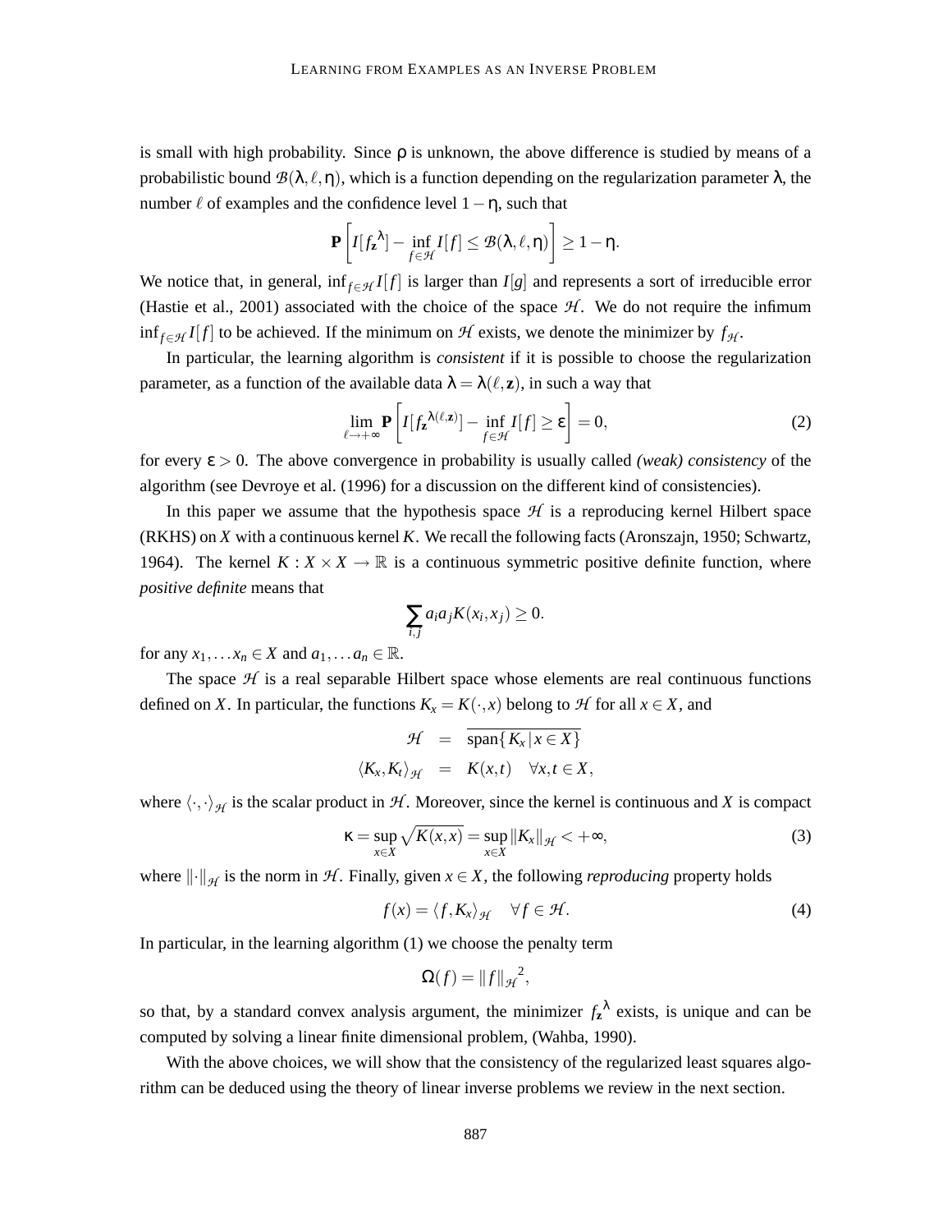is small with high probability. Since $\rho$ is unknown, the above difference is studied by means of a probabilistic bound $\mathcal{B}(\lambda, \ell, \eta)$, which is a function depending on the regularization parameter $\lambda$, the number $\ell$ of examples and the confidence level $1-\eta$, such that

$$\mathbf{P}\left[I[f_{\mathbf{z}}^{\lambda}] - \inf_{f \in \mathcal{H}} I[f] \leq \mathcal{B}(\lambda, \ell, \eta)\right] \geq 1 - \eta.$$

We notice that, in general, $\inf_{f \in \mathcal{H}} I[f]$ is larger than $I[g]$ and represents a sort of irreducible error (Hastie et al., 2001) associated with the choice of the space $\mathcal{H}$. We do not require the infimum $\inf_{f \in \mathcal{H}} I[f]$ to be achieved. If the minimum on $\mathcal{H}$ exists, we denote the minimizer by $f_{\mathcal{H}}$.

In particular, the learning algorithm is *consistent* if it is possible to choose the regularization parameter, as a function of the available data $\lambda = \lambda(\ell, \mathbf{z})$, in such a way that

$$\lim_{\ell \to +\infty} \mathbf{P}\left[I[f_{\mathbf{z}}^{\lambda(\ell, \mathbf{z})}] - \inf_{f \in \mathcal{H}} I[f] \geq \varepsilon\right] = 0, \tag{2}$$

for every $\varepsilon > 0$. The above convergence in probability is usually called *(weak) consistency* of the algorithm (see Devroye et al. (1996) for a discussion on the different kind of consistencies).

In this paper we assume that the hypothesis space $\mathcal{H}$ is a reproducing kernel Hilbert space (RKHS) on $X$ with a continuous kernel $K$. We recall the following facts (Aronszajn, 1950; Schwartz, 1964). The kernel $K : X \times X \to \mathbb{R}$ is a continuous symmetric positive definite function, where *positive definite* means that

$$\sum_{i,j} a_i a_j K(x_i, x_j) \geq 0.$$

for any $x_1, \ldots x_n \in X$ and $a_1, \ldots a_n \in \mathbb{R}$.

The space $\mathcal{H}$ is a real separable Hilbert space whose elements are real continuous functions defined on $X$. In particular, the functions $K_x = K(\cdot, x)$ belong to $\mathcal{H}$ for all $x \in X$, and

$$\begin{aligned} \mathcal{H} &= \overline{\operatorname{span}\{K_x \,|\, x \in X\}} \\ \langle K_x, K_t \rangle_{\mathcal{H}} &= K(x,t) \quad \forall x, t \in X, \end{aligned}$$

where $\langle \cdot, \cdot \rangle_{\mathcal{H}}$ is the scalar product in $\mathcal{H}$. Moreover, since the kernel is continuous and $X$ is compact

$$\kappa = \sup_{x \in X} \sqrt{K(x,x)} = \sup_{x \in X} \|K_x\|_{\mathcal{H}} < +\infty, \tag{3}$$

where $\|\cdot\|_{\mathcal{H}}$ is the norm in $\mathcal{H}$. Finally, given $x \in X$, the following *reproducing* property holds

$$f(x) = \langle f, K_x \rangle_{\mathcal{H}} \quad \forall f \in \mathcal{H}. \tag{4}$$

In particular, in the learning algorithm (1) we choose the penalty term

$$\Omega(f) = \|f\|_{\mathcal{H}}^2,$$

so that, by a standard convex analysis argument, the minimizer $f_{\mathbf{z}}^{\lambda}$ exists, is unique and can be computed by solving a linear finite dimensional problem, (Wahba, 1990).

With the above choices, we will show that the consistency of the regularized least squares algorithm can be deduced using the theory of linear inverse problems we review in the next section.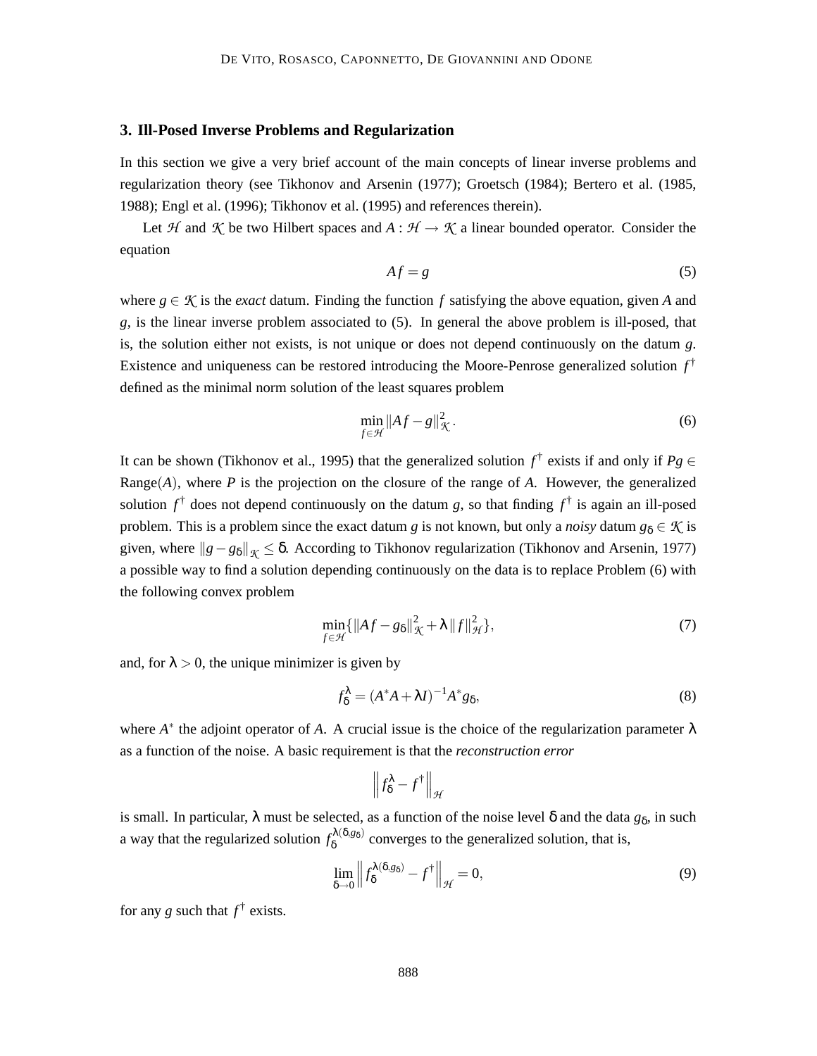## 3. Ill-Posed Inverse Problems and Regularization

In this section we give a very brief account of the main concepts of linear inverse problems and regularization theory (see Tikhonov and Arsenin (1977); Groetsch (1984); Bertero et al. (1985, 1988); Engl et al. (1996); Tikhonov et al. (1995) and references therein).

Let $\mathcal{H}$ and $\mathcal{K}$ be two Hilbert spaces and $A : \mathcal{H} \to \mathcal{K}$ a linear bounded operator. Consider the equation

$$Af = g \tag{5}$$

where $g \in \mathcal{K}$ is the *exact* datum. Finding the function $f$ satisfying the above equation, given $A$ and $g$, is the linear inverse problem associated to (5). In general the above problem is ill-posed, that is, the solution either not exists, is not unique or does not depend continuously on the datum $g$. Existence and uniqueness can be restored introducing the Moore-Penrose generalized solution $f^\dagger$ defined as the minimal norm solution of the least squares problem

$$\min_{f \in \mathcal{H}} \|Af - g\|_{\mathcal{K}}^2 . \tag{6}$$

It can be shown (Tikhonov et al., 1995) that the generalized solution $f^\dagger$ exists if and only if $Pg \in \mathrm{Range}(A)$, where $P$ is the projection on the closure of the range of $A$. However, the generalized solution $f^\dagger$ does not depend continuously on the datum $g$, so that finding $f^\dagger$ is again an ill-posed problem. This is a problem since the exact datum $g$ is not known, but only a *noisy* datum $g_\delta \in \mathcal{K}$ is given, where $\|g - g_\delta\|_{\mathcal{K}} \leq \delta$. According to Tikhonov regularization (Tikhonov and Arsenin, 1977) a possible way to find a solution depending continuously on the data is to replace Problem (6) with the following convex problem

$$\min_{f \in \mathcal{H}} \{ \|Af - g_\delta\|_{\mathcal{K}}^2 + \lambda \|f\|_{\mathcal{H}}^2 \}, \tag{7}$$

and, for $\lambda > 0$, the unique minimizer is given by

$$f_\delta^\lambda = (A^*A + \lambda I)^{-1} A^* g_\delta, \tag{8}$$

where $A^*$ the adjoint operator of $A$. A crucial issue is the choice of the regularization parameter $\lambda$ as a function of the noise. A basic requirement is that the *reconstruction error*

$$\left\| f_\delta^\lambda - f^\dagger \right\|_{\mathcal{H}}$$

is small. In particular, $\lambda$ must be selected, as a function of the noise level $\delta$ and the data $g_\delta$, in such a way that the regularized solution $f_\delta^{\lambda(\delta, g_\delta)}$ converges to the generalized solution, that is,

$$\lim_{\delta \to 0} \left\| f_\delta^{\lambda(\delta, g_\delta)} - f^\dagger \right\|_{\mathcal{H}} = 0, \tag{9}$$

for any $g$ such that $f^\dagger$ exists.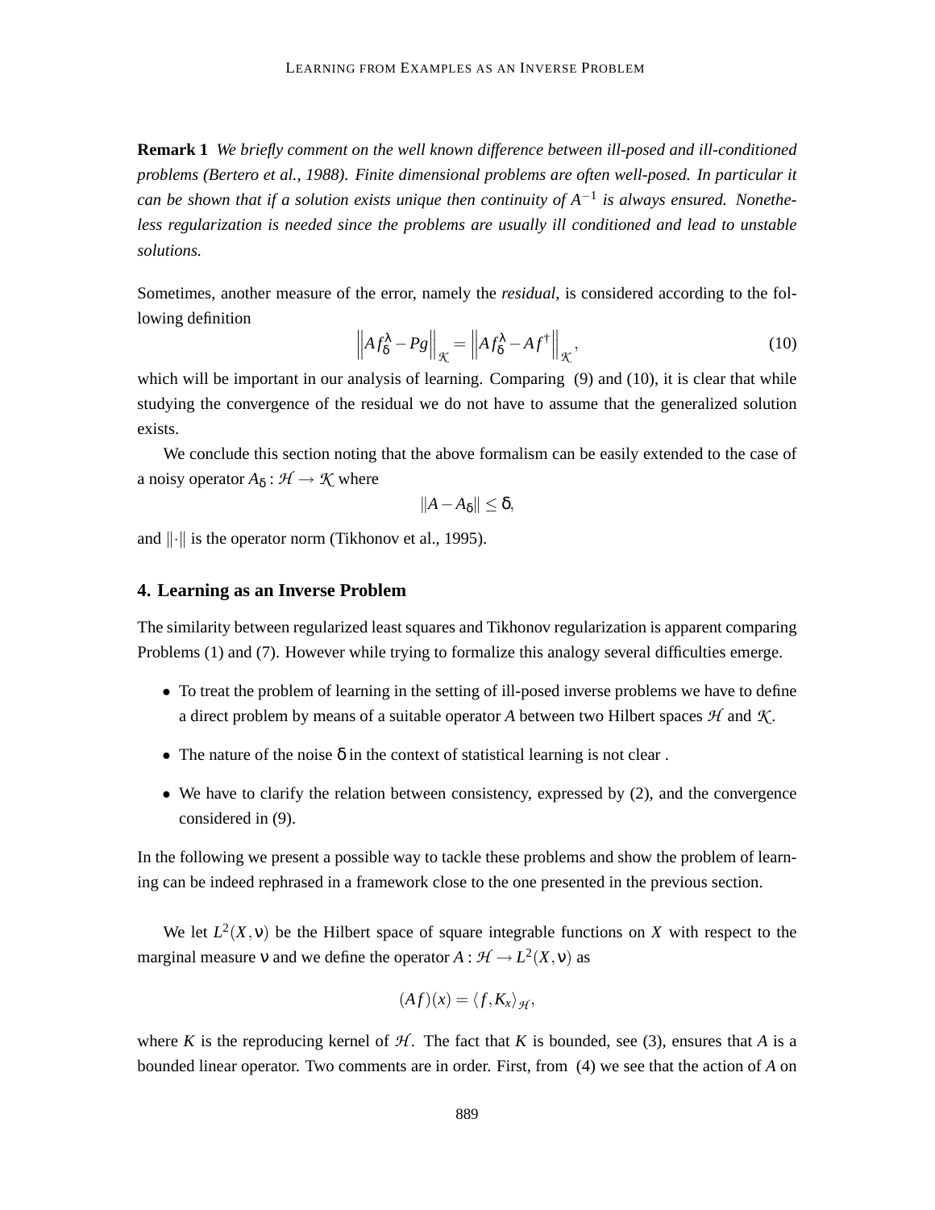**Remark 1** *We briefly comment on the well known difference between ill-posed and ill-conditioned problems (Bertero et al., 1988). Finite dimensional problems are often well-posed. In particular it can be shown that if a solution exists unique then continuity of $A^{-1}$ is always ensured. Nonetheless regularization is needed since the problems are usually ill conditioned and lead to unstable solutions.*

Sometimes, another measure of the error, namely the *residual*, is considered according to the following definition

$$\left\|Af_\delta^\lambda - Pg\right\|_{\mathcal{K}} = \left\|Af_\delta^\lambda - Af^\dagger\right\|_{\mathcal{K}}, \tag{10}$$

which will be important in our analysis of learning. Comparing (9) and (10), it is clear that while studying the convergence of the residual we do not have to assume that the generalized solution exists.

We conclude this section noting that the above formalism can be easily extended to the case of a noisy operator $A_\delta : \mathcal{H} \to \mathcal{K}$ where

$$\|A - A_\delta\| \leq \delta,$$

and $\|\cdot\|$ is the operator norm (Tikhonov et al., 1995).

## 4. Learning as an Inverse Problem

The similarity between regularized least squares and Tikhonov regularization is apparent comparing Problems (1) and (7). However while trying to formalize this analogy several difficulties emerge.

- To treat the problem of learning in the setting of ill-posed inverse problems we have to define a direct problem by means of a suitable operator $A$ between two Hilbert spaces $\mathcal{H}$ and $\mathcal{K}$.
- The nature of the noise $\delta$ in the context of statistical learning is not clear .
- We have to clarify the relation between consistency, expressed by (2), and the convergence considered in (9).

In the following we present a possible way to tackle these problems and show the problem of learning can be indeed rephrased in a framework close to the one presented in the previous section.

We let $L^2(X, \nu)$ be the Hilbert space of square integrable functions on $X$ with respect to the marginal measure $\nu$ and we define the operator $A : \mathcal{H} \to L^2(X, \nu)$ as

$$(Af)(x) = \langle f, K_x \rangle_{\mathcal{H}},$$

where $K$ is the reproducing kernel of $\mathcal{H}$. The fact that $K$ is bounded, see (3), ensures that $A$ is a bounded linear operator. Two comments are in order. First, from (4) we see that the action of $A$ on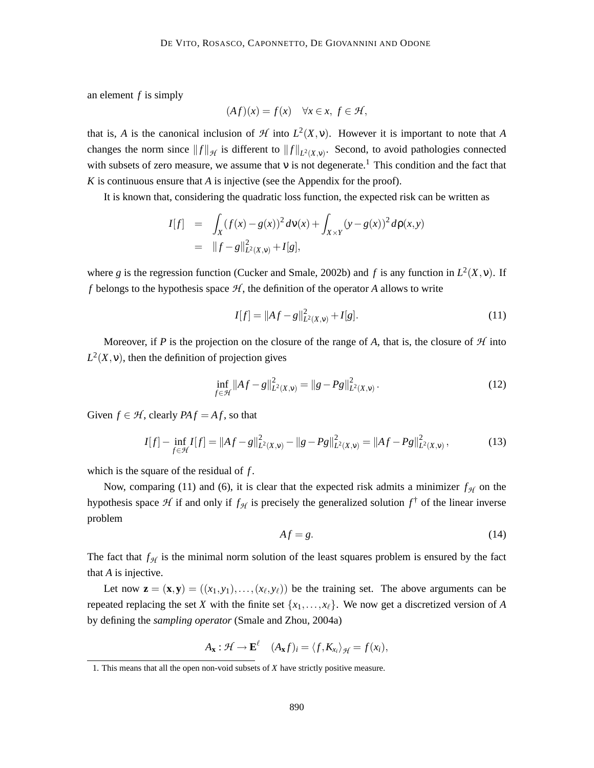an element $f$ is simply

$$(Af)(x) = f(x) \quad \forall x \in x, \ f \in \mathcal{H},$$

that is, $A$ is the canonical inclusion of $\mathcal{H}$ into $L^2(X,\nu)$. However it is important to note that $A$ changes the norm since $\|f\|_{\mathcal{H}}$ is different to $\|f\|_{L^2(X,\nu)}$. Second, to avoid pathologies connected with subsets of zero measure, we assume that $\nu$ is not degenerate.[1] This condition and the fact that $K$ is continuous ensure that $A$ is injective (see the Appendix for the proof).

It is known that, considering the quadratic loss function, the expected risk can be written as

$$\begin{aligned} I[f] &= \int_X (f(x) - g(x))^2 \, d\nu(x) + \int_{X \times Y} (y - g(x))^2 \, d\rho(x,y) \\ &= \|f - g\|^2_{L^2(X,\nu)} + I[g], \end{aligned}$$

where $g$ is the regression function (Cucker and Smale, 2002b) and $f$ is any function in $L^2(X,\nu)$. If $f$ belongs to the hypothesis space $\mathcal{H}$, the definition of the operator $A$ allows to write

$$I[f] = \|Af - g\|^2_{L^2(X,\nu)} + I[g]. \tag{11}$$

Moreover, if $P$ is the projection on the closure of the range of $A$, that is, the closure of $\mathcal{H}$ into $L^2(X,\nu)$, then the definition of projection gives

$$\inf_{f \in \mathcal{H}} \|Af - g\|^2_{L^2(X,\nu)} = \|g - Pg\|^2_{L^2(X,\nu)}. \tag{12}$$

Given $f \in \mathcal{H}$, clearly $PAf = Af$, so that

$$I[f] - \inf_{f \in \mathcal{H}} I[f] = \|Af - g\|^2_{L^2(X,\nu)} - \|g - Pg\|^2_{L^2(X,\nu)} = \|Af - Pg\|^2_{L^2(X,\nu)}, \tag{13}$$

which is the square of the residual of $f$.

Now, comparing (11) and (6), it is clear that the expected risk admits a minimizer $f_{\mathcal{H}}$ on the hypothesis space $\mathcal{H}$ if and only if $f_{\mathcal{H}}$ is precisely the generalized solution $f^\dagger$ of the linear inverse problem

$$Af = g. \tag{14}$$

The fact that $f_{\mathcal{H}}$ is the minimal norm solution of the least squares problem is ensured by the fact that $A$ is injective.

Let now $\mathbf{z} = (\mathbf{x}, \mathbf{y}) = ((x_1, y_1), \ldots, (x_\ell, y_\ell))$ be the training set. The above arguments can be repeated replacing the set $X$ with the finite set $\{x_1, \ldots, x_\ell\}$. We now get a discretized version of $A$ by defining the *sampling operator* (Smale and Zhou, 2004a)

$$A_{\mathbf{x}} : \mathcal{H} \to \mathbf{E}^\ell \quad (A_{\mathbf{x}} f)_i = \langle f, K_{x_i} \rangle_{\mathcal{H}} = f(x_i),$$

1. This means that all the open non-void subsets of $X$ have strictly positive measure.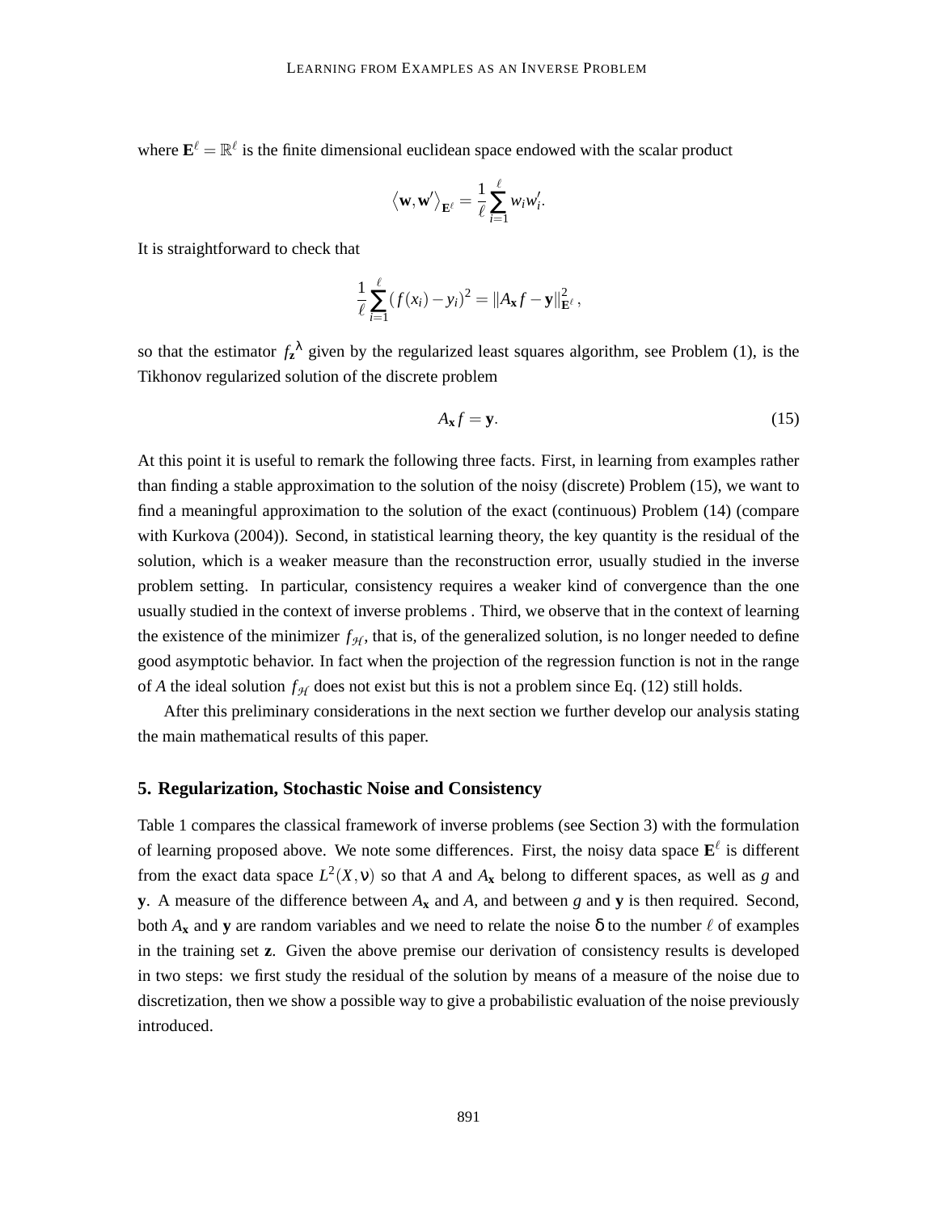where $\mathbf{E}^\ell = \mathbb{R}^\ell$ is the finite dimensional euclidean space endowed with the scalar product

$$\langle \mathbf{w}, \mathbf{w}' \rangle_{\mathbf{E}^\ell} = \frac{1}{\ell} \sum_{i=1}^{\ell} w_i w_i'.$$

It is straightforward to check that

$$\frac{1}{\ell} \sum_{i=1}^{\ell} (f(x_i) - y_i)^2 = \| A_{\mathbf{x}} f - \mathbf{y} \|_{\mathbf{E}^\ell}^2,$$

so that the estimator $f_{\mathbf{z}}^{\lambda}$ given by the regularized least squares algorithm, see Problem (1), is the Tikhonov regularized solution of the discrete problem

$$A_{\mathbf{x}} f = \mathbf{y}. \tag{15}$$

At this point it is useful to remark the following three facts. First, in learning from examples rather than finding a stable approximation to the solution of the noisy (discrete) Problem (15), we want to find a meaningful approximation to the solution of the exact (continuous) Problem (14) (compare with Kurkova (2004)). Second, in statistical learning theory, the key quantity is the residual of the solution, which is a weaker measure than the reconstruction error, usually studied in the inverse problem setting. In particular, consistency requires a weaker kind of convergence than the one usually studied in the context of inverse problems . Third, we observe that in the context of learning the existence of the minimizer $f_{\mathcal{H}}$, that is, of the generalized solution, is no longer needed to define good asymptotic behavior. In fact when the projection of the regression function is not in the range of $A$ the ideal solution $f_{\mathcal{H}}$ does not exist but this is not a problem since Eq. (12) still holds.

After this preliminary considerations in the next section we further develop our analysis stating the main mathematical results of this paper.

## 5. Regularization, Stochastic Noise and Consistency

Table 1 compares the classical framework of inverse problems (see Section 3) with the formulation of learning proposed above. We note some differences. First, the noisy data space $\mathbf{E}^\ell$ is different from the exact data space $L^2(X, \nu)$ so that $A$ and $A_{\mathbf{x}}$ belong to different spaces, as well as $g$ and $\mathbf{y}$. A measure of the difference between $A_{\mathbf{x}}$ and $A$, and between $g$ and $\mathbf{y}$ is then required. Second, both $A_{\mathbf{x}}$ and $\mathbf{y}$ are random variables and we need to relate the noise $\delta$ to the number $\ell$ of examples in the training set $\mathbf{z}$. Given the above premise our derivation of consistency results is developed in two steps: we first study the residual of the solution by means of a measure of the noise due to discretization, then we show a possible way to give a probabilistic evaluation of the noise previously introduced.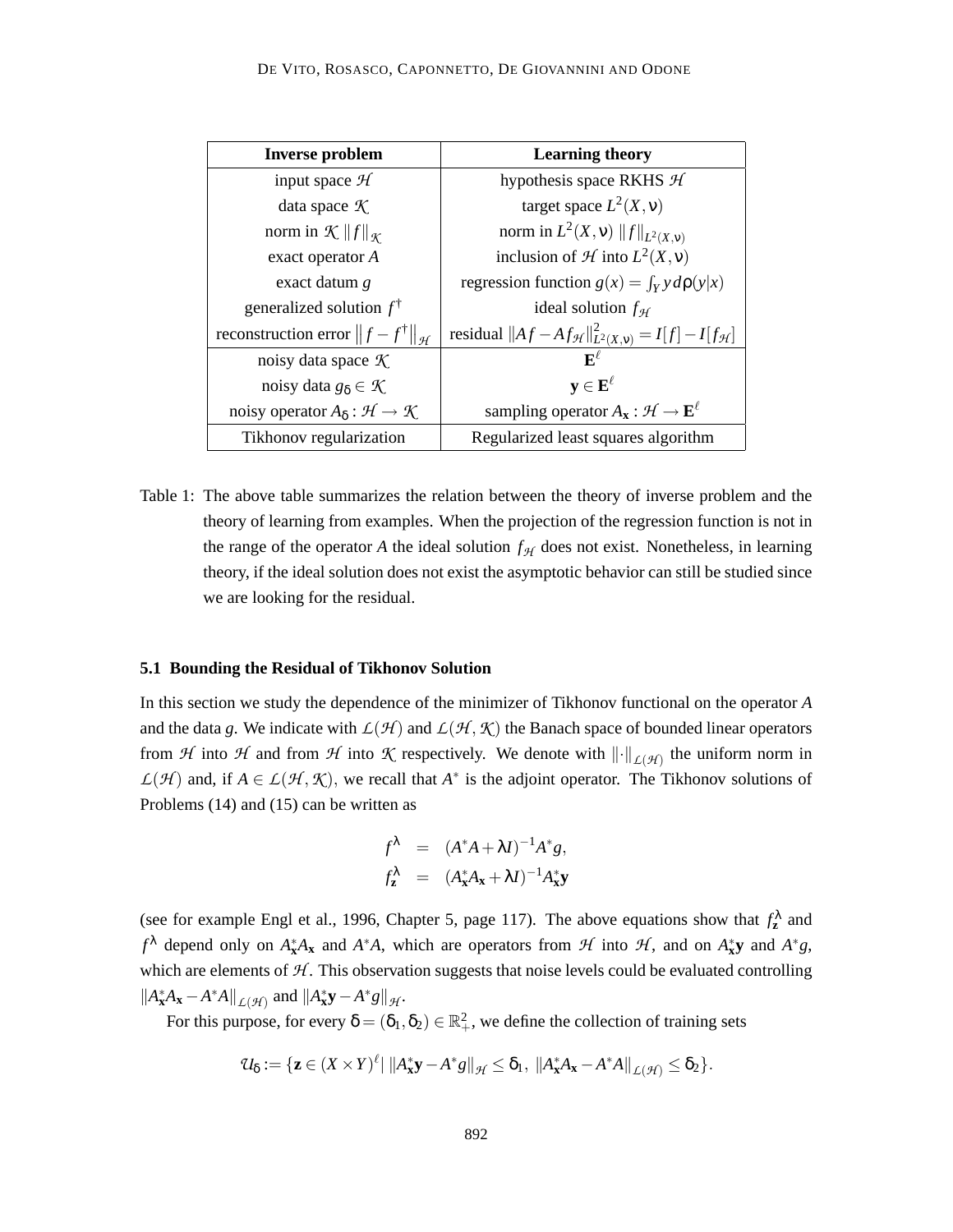| Inverse problem | Learning theory |
|---|---|
| input space $\mathcal{H}$ | hypothesis space RKHS $\mathcal{H}$ |
| data space $\mathcal{K}$ | target space $L^2(X, \nu)$ |
| norm in $\mathcal{K}$ $\|f\|_{\mathcal{K}}$ | norm in $L^2(X, \nu)$ $\|f\|_{L^2(X,\nu)}$ |
| exact operator $A$ | inclusion of $\mathcal{H}$ into $L^2(X, \nu)$ |
| exact datum $g$ | regression function $g(x) = \int_Y y \, d\rho(y\|x)$ |
| generalized solution $f^\dagger$ | ideal solution $f_{\mathcal{H}}$ |
| reconstruction error $\|f - f^\dagger\|_{\mathcal{H}}$ | residual $\|Af - Af_{\mathcal{H}}\|^2_{L^2(X,\nu)} = I[f] - I[f_{\mathcal{H}}]$ |
| noisy data space $\mathcal{K}$ | $\mathbf{E}^\ell$ |
| noisy data $g_\delta \in \mathcal{K}$ | $\mathbf{y} \in \mathbf{E}^\ell$ |
| noisy operator $A_\delta : \mathcal{H} \to \mathcal{K}$ | sampling operator $A_\mathbf{x} : \mathcal{H} \to \mathbf{E}^\ell$ |
| Tikhonov regularization | Regularized least squares algorithm |

Table 1: The above table summarizes the relation between the theory of inverse problem and the theory of learning from examples. When the projection of the regression function is not in the range of the operator $A$ the ideal solution $f_{\mathcal{H}}$ does not exist. Nonetheless, in learning theory, if the ideal solution does not exist the asymptotic behavior can still be studied since we are looking for the residual.

### 5.1 Bounding the Residual of Tikhonov Solution

In this section we study the dependence of the minimizer of Tikhonov functional on the operator $A$ and the data $g$. We indicate with $\mathcal{L}(\mathcal{H})$ and $\mathcal{L}(\mathcal{H}, \mathcal{K})$ the Banach space of bounded linear operators from $\mathcal{H}$ into $\mathcal{H}$ and from $\mathcal{H}$ into $\mathcal{K}$ respectively. We denote with $\|\cdot\|_{\mathcal{L}(\mathcal{H})}$ the uniform norm in $\mathcal{L}(\mathcal{H})$ and, if $A \in \mathcal{L}(\mathcal{H}, \mathcal{K})$, we recall that $A^*$ is the adjoint operator. The Tikhonov solutions of Problems (14) and (15) can be written as

$$
\begin{aligned}
f^\lambda &= (A^*A + \lambda I)^{-1} A^* g, \\
f^\lambda_\mathbf{z} &= (A^*_\mathbf{x} A_\mathbf{x} + \lambda I)^{-1} A^*_\mathbf{x} \mathbf{y}
\end{aligned}
$$

(see for example Engl et al., 1996, Chapter 5, page 117). The above equations show that $f^\lambda_\mathbf{z}$ and $f^\lambda$ depend only on $A^*_\mathbf{x} A_\mathbf{x}$ and $A^*A$, which are operators from $\mathcal{H}$ into $\mathcal{H}$, and on $A^*_\mathbf{x}\mathbf{y}$ and $A^*g$, which are elements of $\mathcal{H}$. This observation suggests that noise levels could be evaluated controlling $\|A^*_\mathbf{x} A_\mathbf{x} - A^*A\|_{\mathcal{L}(\mathcal{H})}$ and $\|A^*_\mathbf{x}\mathbf{y} - A^*g\|_{\mathcal{H}}$.

For this purpose, for every $\delta = (\delta_1, \delta_2) \in \mathbb{R}^2_+$, we define the collection of training sets

$$
\mathcal{U}_\delta := \{\mathbf{z} \in (X \times Y)^\ell \,|\, \|A^*_\mathbf{x}\mathbf{y} - A^*g\|_{\mathcal{H}} \leq \delta_1, \; \|A^*_\mathbf{x} A_\mathbf{x} - A^*A\|_{\mathcal{L}(\mathcal{H})} \leq \delta_2\}.
$$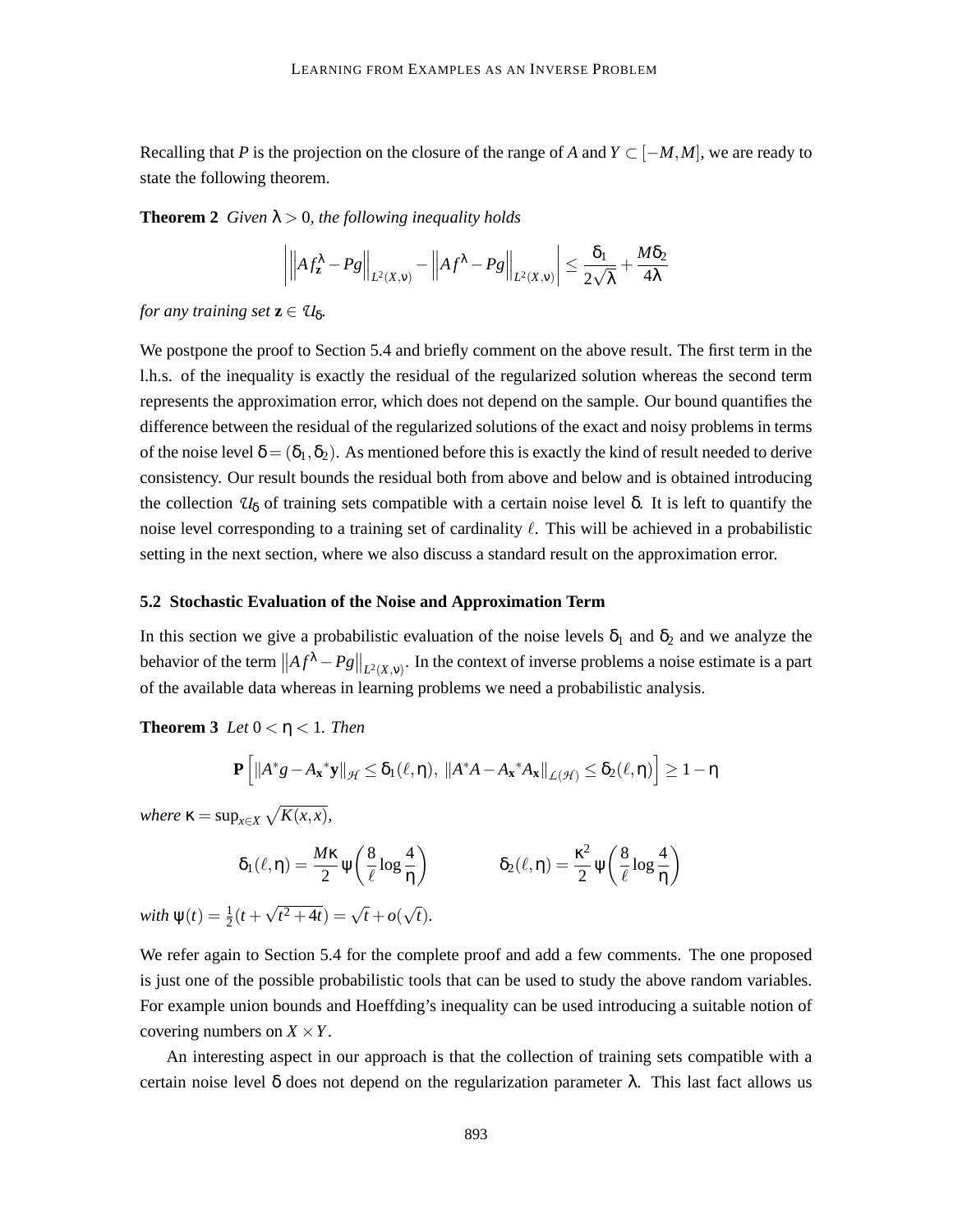Recalling that $P$ is the projection on the closure of the range of $A$ and $Y \subset [-M, M]$, we are ready to state the following theorem.

**Theorem 2** *Given $\lambda > 0$, the following inequality holds*

$$\left| \left\| A f_{\mathbf{z}}^{\lambda} - Pg \right\|_{L^2(X,\nu)} - \left\| A f^{\lambda} - Pg \right\|_{L^2(X,\nu)} \right| \leq \frac{\delta_1}{2\sqrt{\lambda}} + \frac{M\delta_2}{4\lambda}$$

*for any training set $\mathbf{z} \in \mathcal{U}_\delta$.*

We postpone the proof to Section 5.4 and briefly comment on the above result. The first term in the l.h.s. of the inequality is exactly the residual of the regularized solution whereas the second term represents the approximation error, which does not depend on the sample. Our bound quantifies the difference between the residual of the regularized solutions of the exact and noisy problems in terms of the noise level $\delta = (\delta_1, \delta_2)$. As mentioned before this is exactly the kind of result needed to derive consistency. Our result bounds the residual both from above and below and is obtained introducing the collection $\mathcal{U}_\delta$ of training sets compatible with a certain noise level $\delta$. It is left to quantify the noise level corresponding to a training set of cardinality $\ell$. This will be achieved in a probabilistic setting in the next section, where we also discuss a standard result on the approximation error.

### 5.2 Stochastic Evaluation of the Noise and Approximation Term

In this section we give a probabilistic evaluation of the noise levels $\delta_1$ and $\delta_2$ and we analyze the behavior of the term $\left\| A f^{\lambda} - Pg \right\|_{L^2(X,\nu)}$. In the context of inverse problems a noise estimate is a part of the available data whereas in learning problems we need a probabilistic analysis.

**Theorem 3** *Let $0 < \eta < 1$. Then*

$$\mathbf{P}\left[ \|A^* g - A_{\mathbf{x}}{}^* \mathbf{y}\|_{\mathcal{H}} \leq \delta_1(\ell, \eta), \ \|A^* A - A_{\mathbf{x}}{}^* A_{\mathbf{x}}\|_{\mathcal{L}(\mathcal{H})} \leq \delta_2(\ell, \eta) \right] \geq 1 - \eta$$

*where $\kappa = \sup_{x \in X} \sqrt{K(x,x)}$,*

$$\delta_1(\ell, \eta) = \frac{M\kappa}{2} \psi\left( \frac{8}{\ell} \log \frac{4}{\eta} \right) \qquad \qquad \delta_2(\ell, \eta) = \frac{\kappa^2}{2} \psi\left( \frac{8}{\ell} \log \frac{4}{\eta} \right)$$

*with $\psi(t) = \frac{1}{2}(t + \sqrt{t^2 + 4t}) = \sqrt{t} + o(\sqrt{t})$.*

We refer again to Section 5.4 for the complete proof and add a few comments. The one proposed is just one of the possible probabilistic tools that can be used to study the above random variables. For example union bounds and Hoeffding's inequality can be used introducing a suitable notion of covering numbers on $X \times Y$.

An interesting aspect in our approach is that the collection of training sets compatible with a certain noise level $\delta$ does not depend on the regularization parameter $\lambda$. This last fact allows us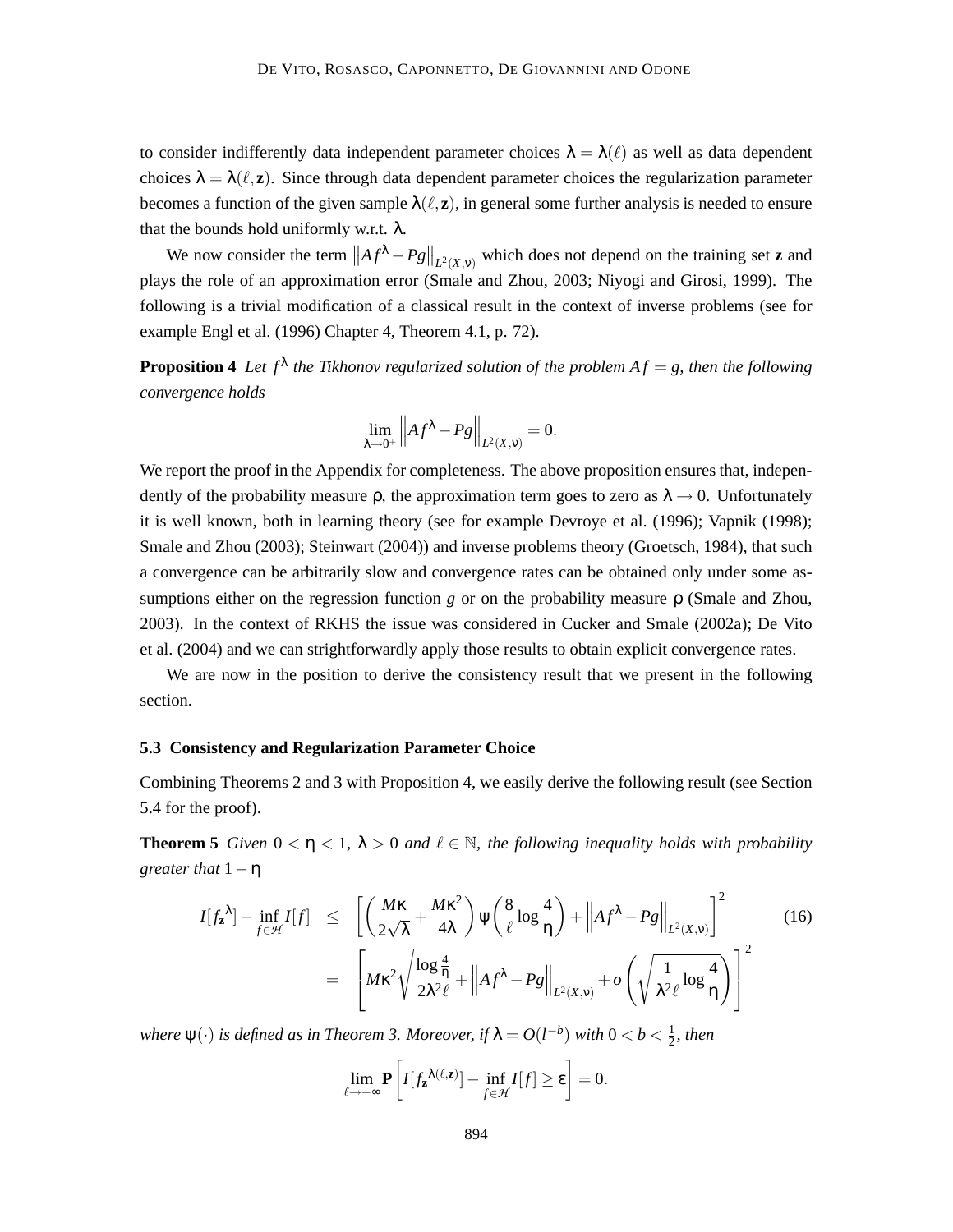to consider indifferently data independent parameter choices $\lambda = \lambda(\ell)$ as well as data dependent choices $\lambda = \lambda(\ell, \mathbf{z})$. Since through data dependent parameter choices the regularization parameter becomes a function of the given sample $\lambda(\ell, \mathbf{z})$, in general some further analysis is needed to ensure that the bounds hold uniformly w.r.t. $\lambda$.

We now consider the term $\left\|Af^\lambda - Pg\right\|_{L^2(X,\nu)}$ which does not depend on the training set $\mathbf{z}$ and plays the role of an approximation error (Smale and Zhou, 2003; Niyogi and Girosi, 1999). The following is a trivial modification of a classical result in the context of inverse problems (see for example Engl et al. (1996) Chapter 4, Theorem 4.1, p. 72).

**Proposition 4** *Let $f^\lambda$ the Tikhonov regularized solution of the problem $Af = g$, then the following convergence holds*

$$\lim_{\lambda \to 0^+} \left\|Af^\lambda - Pg\right\|_{L^2(X,\nu)} = 0.$$

We report the proof in the Appendix for completeness. The above proposition ensures that, independently of the probability measure $\rho$, the approximation term goes to zero as $\lambda \to 0$. Unfortunately it is well known, both in learning theory (see for example Devroye et al. (1996); Vapnik (1998); Smale and Zhou (2003); Steinwart (2004)) and inverse problems theory (Groetsch, 1984), that such a convergence can be arbitrarily slow and convergence rates can be obtained only under some assumptions either on the regression function $g$ or on the probability measure $\rho$ (Smale and Zhou, 2003). In the context of RKHS the issue was considered in Cucker and Smale (2002a); De Vito et al. (2004) and we can strightforwardly apply those results to obtain explicit convergence rates.

We are now in the position to derive the consistency result that we present in the following section.

### 5.3 Consistency and Regularization Parameter Choice

Combining Theorems 2 and 3 with Proposition 4, we easily derive the following result (see Section 5.4 for the proof).

**Theorem 5** *Given $0 < \eta < 1$, $\lambda > 0$ and $\ell \in \mathbb{N}$, the following inequality holds with probability greater that $1 - \eta$*

$$\begin{aligned} I[f_{\mathbf{z}}{}^\lambda] - \inf_{f \in \mathcal{H}} I[f] &\leq \left[ \left( \frac{M\kappa}{2\sqrt{\lambda}} + \frac{M\kappa^2}{4\lambda} \right) \psi\left( \frac{8}{\ell} \log \frac{4}{\eta} \right) + \left\|Af^\lambda - Pg\right\|_{L^2(X,\nu)} \right]^2 \qquad (16) \\ &= \left[ M\kappa^2 \sqrt{\frac{\log \frac{4}{\eta}}{2\lambda^2 \ell}} + \left\|Af^\lambda - Pg\right\|_{L^2(X,\nu)} + o\left( \sqrt{\frac{1}{\lambda^2 \ell} \log \frac{4}{\eta}} \right) \right]^2 \end{aligned}$$

*where $\psi(\cdot)$ is defined as in Theorem 3. Moreover, if $\lambda = O(l^{-b})$ with $0 < b < \frac{1}{2}$, then*

$$\lim_{\ell \to +\infty} \mathbf{P}\left[ I[f_{\mathbf{z}}{}^{\lambda(\ell,\mathbf{z})}] - \inf_{f \in \mathcal{H}} I[f] \geq \varepsilon \right] = 0.$$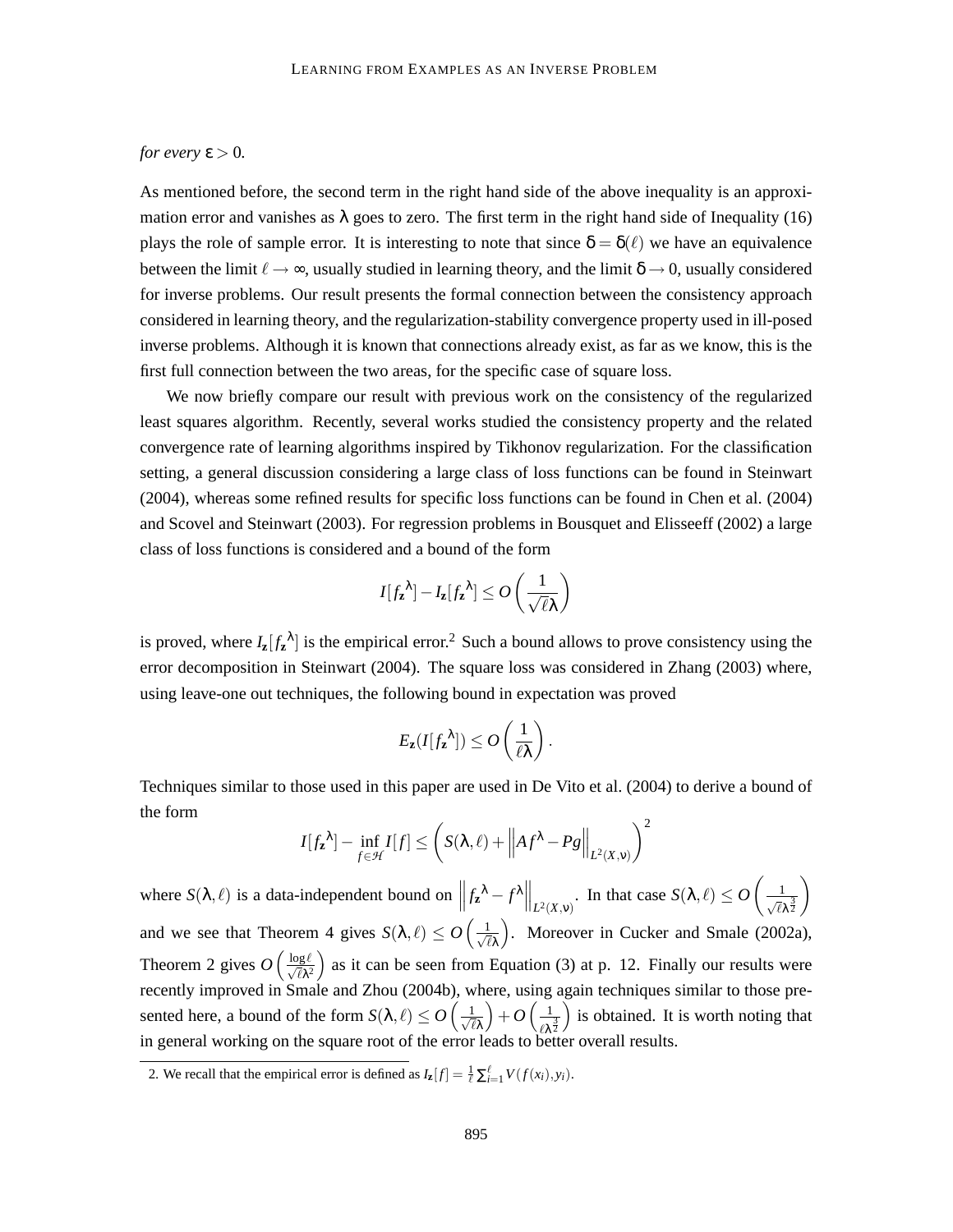*for every* $\varepsilon > 0$.

As mentioned before, the second term in the right hand side of the above inequality is an approximation error and vanishes as $\lambda$ goes to zero. The first term in the right hand side of Inequality (16) plays the role of sample error. It is interesting to note that since $\delta = \delta(\ell)$ we have an equivalence between the limit $\ell \to \infty$, usually studied in learning theory, and the limit $\delta \to 0$, usually considered for inverse problems. Our result presents the formal connection between the consistency approach considered in learning theory, and the regularization-stability convergence property used in ill-posed inverse problems. Although it is known that connections already exist, as far as we know, this is the first full connection between the two areas, for the specific case of square loss.

We now briefly compare our result with previous work on the consistency of the regularized least squares algorithm. Recently, several works studied the consistency property and the related convergence rate of learning algorithms inspired by Tikhonov regularization. For the classification setting, a general discussion considering a large class of loss functions can be found in Steinwart (2004), whereas some refined results for specific loss functions can be found in Chen et al. (2004) and Scovel and Steinwart (2003). For regression problems in Bousquet and Elisseeff (2002) a large class of loss functions is considered and a bound of the form

$$I[f_{\mathbf{z}}^{\lambda}] - I_{\mathbf{z}}[f_{\mathbf{z}}^{\lambda}] \leq O\left(\frac{1}{\sqrt{\ell}\lambda}\right)$$

is proved, where $I_{\mathbf{z}}[f_{\mathbf{z}}^{\lambda}]$ is the empirical error.[2] Such a bound allows to prove consistency using the error decomposition in Steinwart (2004). The square loss was considered in Zhang (2003) where, using leave-one out techniques, the following bound in expectation was proved

$$E_{\mathbf{z}}(I[f_{\mathbf{z}}^{\lambda}]) \leq O\left(\frac{1}{\ell\lambda}\right).$$

Techniques similar to those used in this paper are used in De Vito et al. (2004) to derive a bound of the form

$$I[f_{\mathbf{z}}^{\lambda}] - \inf_{f \in \mathcal{H}} I[f] \leq \left(S(\lambda, \ell) + \left\|Af^{\lambda} - Pg\right\|_{L^2(X,\nu)}\right)^2$$

where $S(\lambda, \ell)$ is a data-independent bound on $\left\|f_{\mathbf{z}}^{\lambda} - f^{\lambda}\right\|_{L^2(X,\nu)}$. In that case $S(\lambda, \ell) \leq O\left(\frac{1}{\sqrt{\ell}\lambda^{\frac{3}{2}}}\right)$ and we see that Theorem 4 gives $S(\lambda, \ell) \leq O\left(\frac{1}{\sqrt{\ell}\lambda}\right)$. Moreover in Cucker and Smale (2002a), Theorem 2 gives $O\left(\frac{\log \ell}{\sqrt{\ell}\lambda^2}\right)$ as it can be seen from Equation (3) at p. 12. Finally our results were recently improved in Smale and Zhou (2004b), where, using again techniques similar to those presented here, a bound of the form $S(\lambda, \ell) \leq O\left(\frac{1}{\sqrt{\ell}\lambda}\right) + O\left(\frac{1}{\ell\lambda^{\frac{3}{2}}}\right)$ is obtained. It is worth noting that in general working on the square root of the error leads to better overall results.

2. We recall that the empirical error is defined as $I_{\mathbf{z}}[f] = \frac{1}{\ell}\sum_{i=1}^{\ell} V(f(x_i), y_i)$.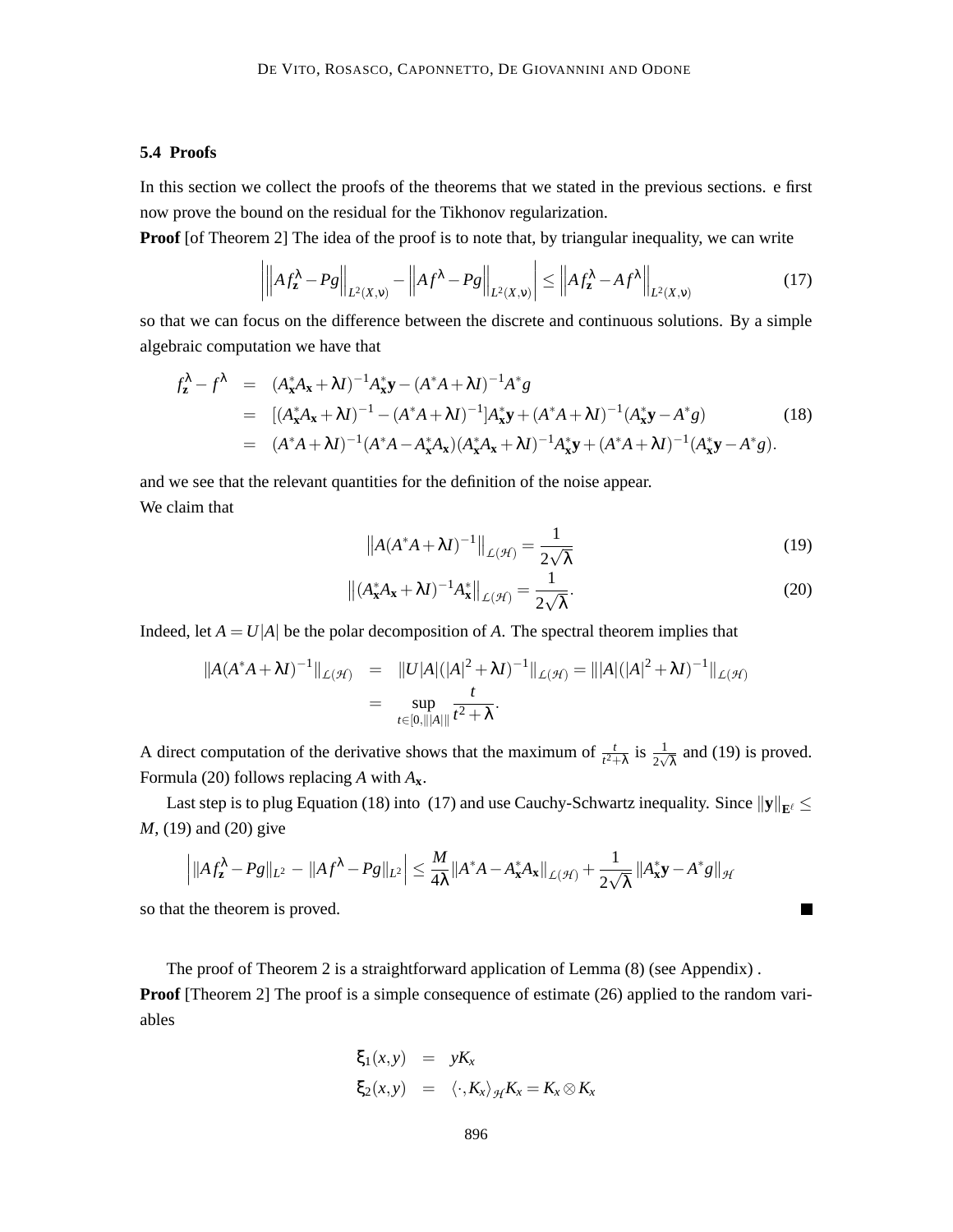### 5.4 Proofs

In this section we collect the proofs of the theorems that we stated in the previous sections. e first now prove the bound on the residual for the Tikhonov regularization.

**Proof** [of Theorem 2] The idea of the proof is to note that, by triangular inequality, we can write

$$\left| \left\| Af_{\mathbf{z}}^{\lambda} - Pg \right\|_{L^2(X,\nu)} - \left\| Af^{\lambda} - Pg \right\|_{L^2(X,\nu)} \right| \leq \left\| Af_{\mathbf{z}}^{\lambda} - Af^{\lambda} \right\|_{L^2(X,\nu)} \tag{17}$$

so that we can focus on the difference between the discrete and continuous solutions. By a simple algebraic computation we have that

$$\begin{aligned} f_{\mathbf{z}}^{\lambda} - f^{\lambda} &= (A_{\mathbf{x}}^* A_{\mathbf{x}} + \lambda I)^{-1} A_{\mathbf{x}}^* \mathbf{y} - (A^* A + \lambda I)^{-1} A^* g \\ &= [(A_{\mathbf{x}}^* A_{\mathbf{x}} + \lambda I)^{-1} - (A^* A + \lambda I)^{-1}] A_{\mathbf{x}}^* \mathbf{y} + (A^* A + \lambda I)^{-1} (A_{\mathbf{x}}^* \mathbf{y} - A^* g) \\ &= (A^* A + \lambda I)^{-1} (A^* A - A_{\mathbf{x}}^* A_{\mathbf{x}}) (A_{\mathbf{x}}^* A_{\mathbf{x}} + \lambda I)^{-1} A_{\mathbf{x}}^* \mathbf{y} + (A^* A + \lambda I)^{-1} (A_{\mathbf{x}}^* \mathbf{y} - A^* g). \end{aligned} \tag{18}$$

and we see that the relevant quantities for the definition of the noise appear.

We claim that

$$\left\| A(A^* A + \lambda I)^{-1} \right\|_{\mathcal{L}(\mathcal{H})} = \frac{1}{2\sqrt{\lambda}} \tag{19}$$

$$\left\| (A_{\mathbf{x}}^* A_{\mathbf{x}} + \lambda I)^{-1} A_{\mathbf{x}}^* \right\|_{\mathcal{L}(\mathcal{H})} = \frac{1}{2\sqrt{\lambda}}. \tag{20}$$

Indeed, let $A = U|A|$ be the polar decomposition of $A$. The spectral theorem implies that

$$\begin{aligned} \|A(A^* A + \lambda I)^{-1}\|_{\mathcal{L}(\mathcal{H})} &= \|U|A|(|A|^2 + \lambda I)^{-1}\|_{\mathcal{L}(\mathcal{H})} = \||A|(|A|^2 + \lambda I)^{-1}\|_{\mathcal{L}(\mathcal{H})} \\ &= \sup_{t \in [0, \||A|\|]} \frac{t}{t^2 + \lambda}. \end{aligned}$$

A direct computation of the derivative shows that the maximum of $\frac{t}{t^2+\lambda}$ is $\frac{1}{2\sqrt{\lambda}}$ and (19) is proved. Formula (20) follows replacing $A$ with $A_{\mathbf{x}}$.

Last step is to plug Equation (18) into (17) and use Cauchy-Schwartz inequality. Since $\|\mathbf{y}\|_{\mathbf{E}^{\ell}} \leq M$, (19) and (20) give

$$\left| \|Af_{\mathbf{z}}^{\lambda} - Pg\|_{L^2} - \|Af^{\lambda} - Pg\|_{L^2} \right| \leq \frac{M}{4\lambda} \|A^* A - A_{\mathbf{x}}^* A_{\mathbf{x}}\|_{\mathcal{L}(\mathcal{H})} + \frac{1}{2\sqrt{\lambda}} \|A_{\mathbf{x}}^* \mathbf{y} - A^* g\|_{\mathcal{H}}$$

so that the theorem is proved. ■

The proof of Theorem 2 is a straightforward application of Lemma (8) (see Appendix) .

**Proof** [Theorem 2] The proof is a simple consequence of estimate (26) applied to the random variables

$$\begin{aligned} \xi_1(x, y) &= y K_x \\ \xi_2(x, y) &= \langle \cdot, K_x \rangle_{\mathcal{H}} K_x = K_x \otimes K_x \end{aligned}$$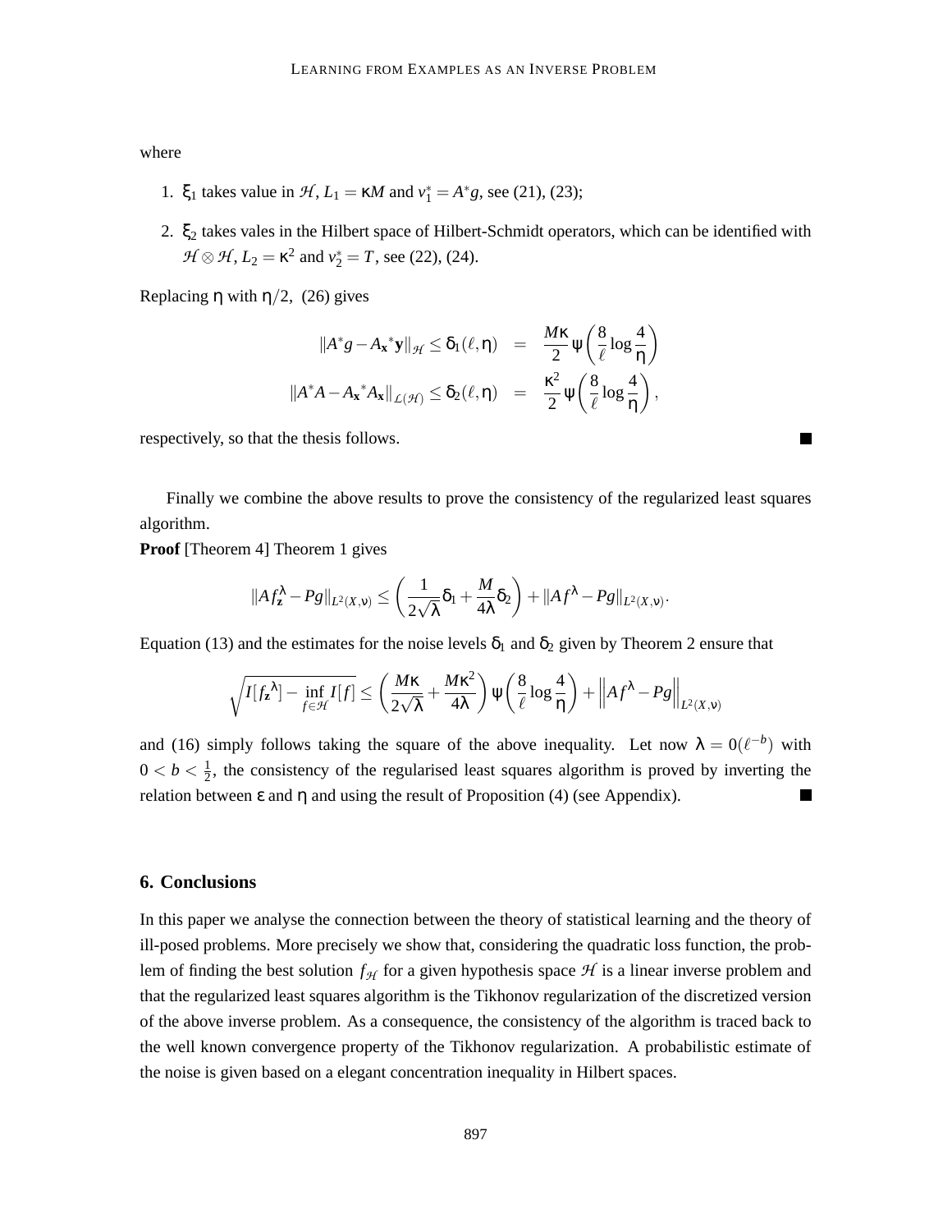where

1. $\xi_1$ takes value in $\mathcal{H}$, $L_1 = \kappa M$ and $v_1^* = A^* g$, see (21), (23);
2. $\xi_2$ takes vales in the Hilbert space of Hilbert-Schmidt operators, which can be identified with $\mathcal{H} \otimes \mathcal{H}$, $L_2 = \kappa^2$ and $v_2^* = T$, see (22), (24).

Replacing $\eta$ with $\eta/2$, (26) gives

$$
\begin{aligned}
\|A^* g - A_{\mathbf{x}}{}^* \mathbf{y}\|_{\mathcal{H}} \leq \delta_1(\ell, \eta) &= \frac{M\kappa}{2} \psi\left(\frac{8}{\ell} \log \frac{4}{\eta}\right) \\
\|A^* A - A_{\mathbf{x}}{}^* A_{\mathbf{x}}\|_{\mathcal{L}(\mathcal{H})} \leq \delta_2(\ell, \eta) &= \frac{\kappa^2}{2} \psi\left(\frac{8}{\ell} \log \frac{4}{\eta}\right),
\end{aligned}
$$

respectively, so that the thesis follows. ■

Finally we combine the above results to prove the consistency of the regularized least squares algorithm.

**Proof** [Theorem 4] Theorem 1 gives

$$
\|A f_{\mathbf{z}}^{\lambda} - Pg\|_{L^2(X,\nu)} \leq \left(\frac{1}{2\sqrt{\lambda}} \delta_1 + \frac{M}{4\lambda} \delta_2\right) + \|A f^{\lambda} - Pg\|_{L^2(X,\nu)}.
$$

Equation (13) and the estimates for the noise levels $\delta_1$ and $\delta_2$ given by Theorem 2 ensure that

$$
\sqrt{I[f_{\mathbf{z}}^{\lambda}] - \inf_{f \in \mathcal{H}} I[f]} \leq \left(\frac{M\kappa}{2\sqrt{\lambda}} + \frac{M\kappa^2}{4\lambda}\right) \psi\left(\frac{8}{\ell} \log \frac{4}{\eta}\right) + \left\|A f^{\lambda} - Pg\right\|_{L^2(X,\nu)}
$$

and (16) simply follows taking the square of the above inequality. Let now $\lambda = 0(\ell^{-b})$ with $0 < b < \frac{1}{2}$, the consistency of the regularised least squares algorithm is proved by inverting the relation between $\varepsilon$ and $\eta$ and using the result of Proposition (4) (see Appendix). ■

## 6. Conclusions

In this paper we analyse the connection between the theory of statistical learning and the theory of ill-posed problems. More precisely we show that, considering the quadratic loss function, the problem of finding the best solution $f_{\mathcal{H}}$ for a given hypothesis space $\mathcal{H}$ is a linear inverse problem and that the regularized least squares algorithm is the Tikhonov regularization of the discretized version of the above inverse problem. As a consequence, the consistency of the algorithm is traced back to the well known convergence property of the Tikhonov regularization. A probabilistic estimate of the noise is given based on a elegant concentration inequality in Hilbert spaces.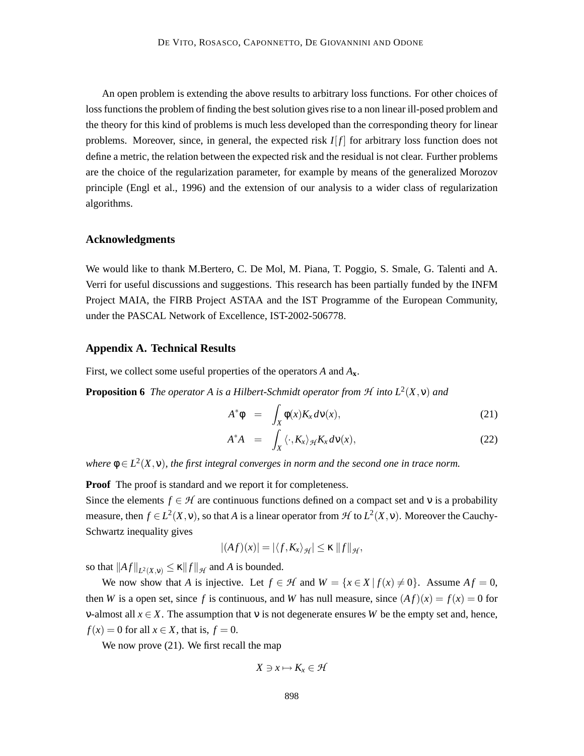An open problem is extending the above results to arbitrary loss functions. For other choices of loss functions the problem of finding the best solution gives rise to a non linear ill-posed problem and the theory for this kind of problems is much less developed than the corresponding theory for linear problems. Moreover, since, in general, the expected risk $I[f]$ for arbitrary loss function does not define a metric, the relation between the expected risk and the residual is not clear. Further problems are the choice of the regularization parameter, for example by means of the generalized Morozov principle (Engl et al., 1996) and the extension of our analysis to a wider class of regularization algorithms.

## Acknowledgments

We would like to thank M.Bertero, C. De Mol, M. Piana, T. Poggio, S. Smale, G. Talenti and A. Verri for useful discussions and suggestions. This research has been partially funded by the INFM Project MAIA, the FIRB Project ASTAA and the IST Programme of the European Community, under the PASCAL Network of Excellence, IST-2002-506778.

## Appendix A. Technical Results

First, we collect some useful properties of the operators $A$ and $A_{\mathbf{x}}$.

**Proposition 6** *The operator $A$ is a Hilbert-Schmidt operator from $\mathcal{H}$ into $L^2(X,\nu)$ and*

$$A^*\phi = \int_X \phi(x) K_x \, d\nu(x), \tag{21}$$

$$A^*A = \int_X \langle \cdot, K_x \rangle_{\mathcal{H}} K_x \, d\nu(x), \tag{22}$$

*where $\phi \in L^2(X,\nu)$, the first integral converges in norm and the second one in trace norm.*

**Proof** The proof is standard and we report it for completeness.
Since the elements $f \in \mathcal{H}$ are continuous functions defined on a compact set and $\nu$ is a probability measure, then $f \in L^2(X,\nu)$, so that $A$ is a linear operator from $\mathcal{H}$ to $L^2(X,\nu)$. Moreover the Cauchy-Schwartz inequality gives

$$|(Af)(x)| = |\langle f, K_x \rangle_{\mathcal{H}}| \leq \kappa \, \|f\|_{\mathcal{H}},$$

so that $\|Af\|_{L^2(X,\nu)} \leq \kappa \|f\|_{\mathcal{H}}$ and $A$ is bounded.

We now show that $A$ is injective. Let $f \in \mathcal{H}$ and $W = \{x \in X \mid f(x) \neq 0\}$. Assume $Af = 0$, then $W$ is a open set, since $f$ is continuous, and $W$ has null measure, since $(Af)(x) = f(x) = 0$ for $\nu$-almost all $x \in X$. The assumption that $\nu$ is not degenerate ensures $W$ be the empty set and, hence, $f(x) = 0$ for all $x \in X$, that is, $f = 0$.

We now prove (21). We first recall the map

$$X \ni x \mapsto K_x \in \mathcal{H}$$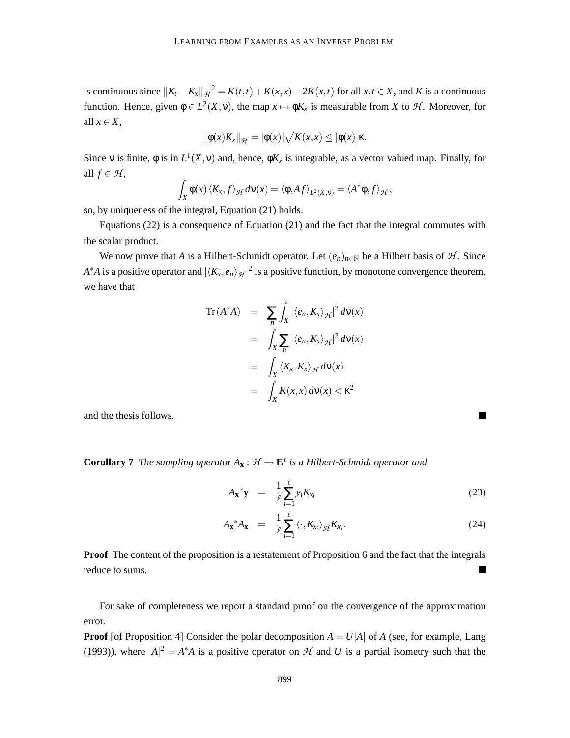is continuous since $\|K_t - K_x\|_{\mathcal{H}}^2 = K(t,t) + K(x,x) - 2K(x,t)$ for all $x,t \in X$, and $K$ is a continuous function. Hence, given $\phi \in L^2(X,\nu)$, the map $x \mapsto \phi K_x$ is measurable from $X$ to $\mathcal{H}$. Moreover, for all $x \in X$,

$$\|\phi(x)K_x\|_{\mathcal{H}} = |\phi(x)|\sqrt{K(x,x)} \leq |\phi(x)|\kappa.$$

Since $\nu$ is finite, $\phi$ is in $L^1(X,\nu)$ and, hence, $\phi K_x$ is integrable, as a vector valued map. Finally, for all $f \in \mathcal{H}$,

$$\int_X \phi(x) \langle K_x, f\rangle_{\mathcal{H}} \, d\nu(x) = \langle \phi, Af\rangle_{L^2(X,\nu)} = \langle A^*\phi, f\rangle_{\mathcal{H}},$$

so, by uniqueness of the integral, Equation (21) holds.

Equations (22) is a consequence of Equation (21) and the fact that the integral commutes with the scalar product.

We now prove that $A$ is a Hilbert-Schmidt operator. Let $(e_n)_{n\in\mathbb{N}}$ be a Hilbert basis of $\mathcal{H}$. Since $A^*A$ is a positive operator and $|\langle K_x, e_n\rangle_{\mathcal{H}}|^2$ is a positive function, by monotone convergence theorem, we have that

$$\begin{aligned}
\operatorname{Tr}(A^*A) &= \sum_n \int_X |\langle e_n, K_x\rangle_{\mathcal{H}}|^2 \, d\nu(x) \\
&= \int_X \sum_n |\langle e_n, K_x\rangle_{\mathcal{H}}|^2 \, d\nu(x) \\
&= \int_X \langle K_x, K_x\rangle_{\mathcal{H}} \, d\nu(x) \\
&= \int_X K(x,x) \, d\nu(x) < \kappa^2
\end{aligned}$$

and the thesis follows. ∎

**Corollary 7** *The sampling operator $A_{\mathbf{x}} : \mathcal{H} \to \mathbf{E}^\ell$ is a Hilbert-Schmidt operator and*

$$A_{\mathbf{x}}{}^*\mathbf{y} = \frac{1}{\ell}\sum_{i=1}^{\ell} y_i K_{x_i} \tag{23}$$

$$A_{\mathbf{x}}{}^*A_{\mathbf{x}} = \frac{1}{\ell}\sum_{i=1}^{\ell} \langle \cdot, K_{x_i}\rangle_{\mathcal{H}} K_{x_i}. \tag{24}$$

**Proof** The content of the proposition is a restatement of Proposition 6 and the fact that the integrals reduce to sums. ∎

For sake of completeness we report a standard proof on the convergence of the approximation error.

**Proof** [of Proposition 4] Consider the polar decomposition $A = U|A|$ of $A$ (see, for example, Lang (1993)), where $|A|^2 = A^*A$ is a positive operator on $\mathcal{H}$ and $U$ is a partial isometry such that the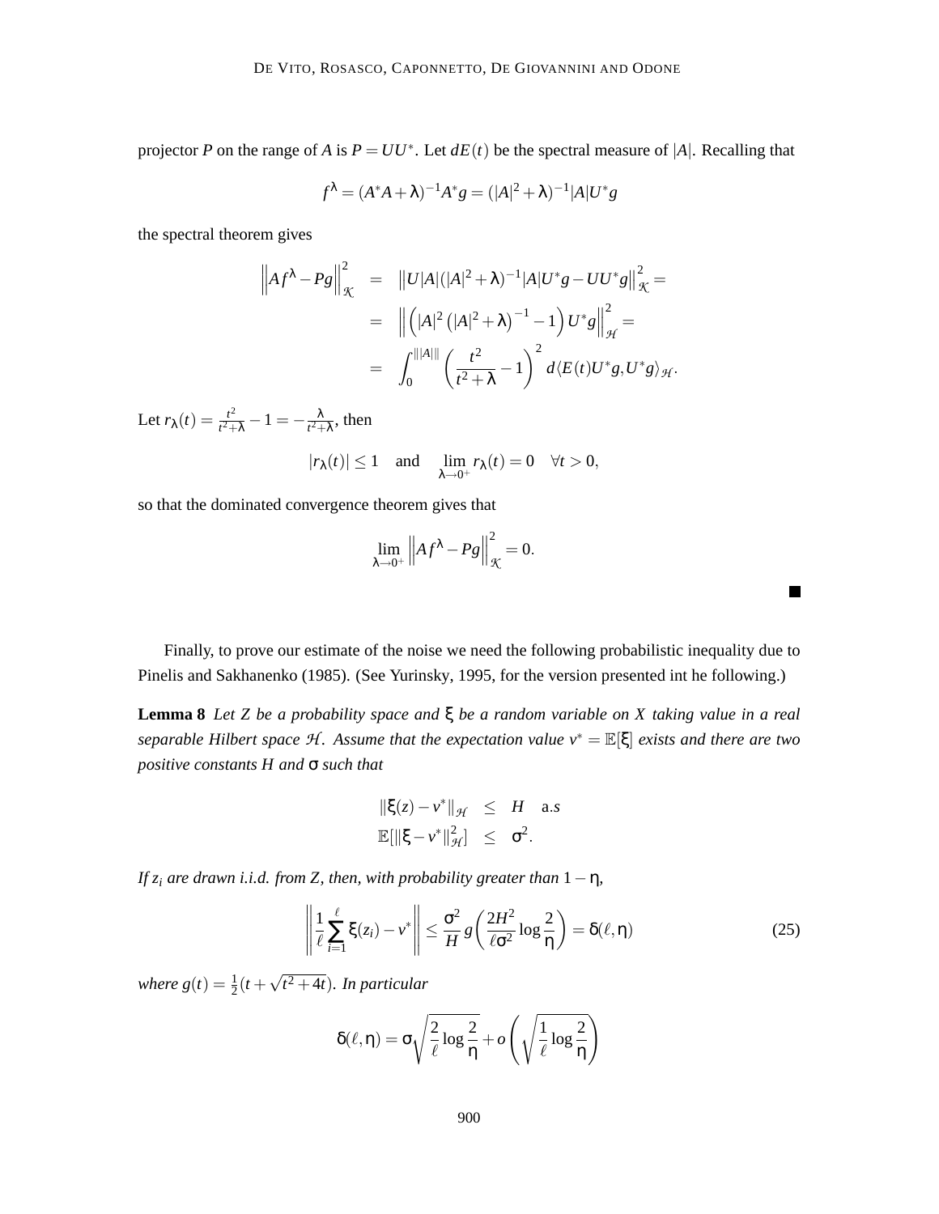projector $P$ on the range of $A$ is $P = UU^*$. Let $dE(t)$ be the spectral measure of $|A|$. Recalling that

$$f^\lambda = (A^*A + \lambda)^{-1}A^*g = (|A|^2 + \lambda)^{-1}|A|U^*g$$

the spectral theorem gives

$$\begin{aligned}
\left\| Af^\lambda - Pg \right\|_{\mathcal{K}}^2 &= \left\| U|A|(|A|^2+\lambda)^{-1}|A|U^*g - UU^*g \right\|_{\mathcal{K}}^2 = \\
&= \left\| \left( |A|^2 \left( |A|^2 + \lambda \right)^{-1} - 1 \right) U^*g \right\|_{\mathcal{H}}^2 = \\
&= \int_0^{\||A|\|} \left( \frac{t^2}{t^2+\lambda} - 1 \right)^2 d\langle E(t)U^*g, U^*g \rangle_{\mathcal{H}}.
\end{aligned}$$

Let $r_\lambda(t) = \frac{t^2}{t^2+\lambda} - 1 = -\frac{\lambda}{t^2+\lambda}$, then

$$|r_\lambda(t)| \leq 1 \quad \text{and} \quad \lim_{\lambda \to 0^+} r_\lambda(t) = 0 \quad \forall t > 0,$$

so that the dominated convergence theorem gives that

$$\lim_{\lambda \to 0^+} \left\| Af^\lambda - Pg \right\|_{\mathcal{K}}^2 = 0.$$

■

Finally, to prove our estimate of the noise we need the following probabilistic inequality due to Pinelis and Sakhanenko (1985). (See Yurinsky, 1995, for the version presented int he following.)

**Lemma 8** *Let $Z$ be a probability space and $\xi$ be a random variable on $X$ taking value in a real separable Hilbert space $\mathcal{H}$. Assume that the expectation value $v^* = \mathbb{E}[\xi]$ exists and there are two positive constants $H$ and $\sigma$ such that*

$$\begin{aligned}
\|\xi(z) - v^*\|_{\mathcal{H}} &\leq H \quad \text{a.s} \\
\mathbb{E}[\|\xi - v^*\|_{\mathcal{H}}^2] &\leq \sigma^2.
\end{aligned}$$

*If $z_i$ are drawn i.i.d. from $Z$, then, with probability greater than $1 - \eta$,*

$$\left\| \frac{1}{\ell} \sum_{i=1}^{\ell} \xi(z_i) - v^* \right\| \leq \frac{\sigma^2}{H} g\left( \frac{2H^2}{\ell \sigma^2} \log \frac{2}{\eta} \right) = \delta(\ell, \eta) \tag{25}$$

*where $g(t) = \frac{1}{2}(t + \sqrt{t^2 + 4t})$. In particular*

$$\delta(\ell, \eta) = \sigma \sqrt{\frac{2}{\ell} \log \frac{2}{\eta}} + o\left( \sqrt{\frac{1}{\ell} \log \frac{2}{\eta}} \right)$$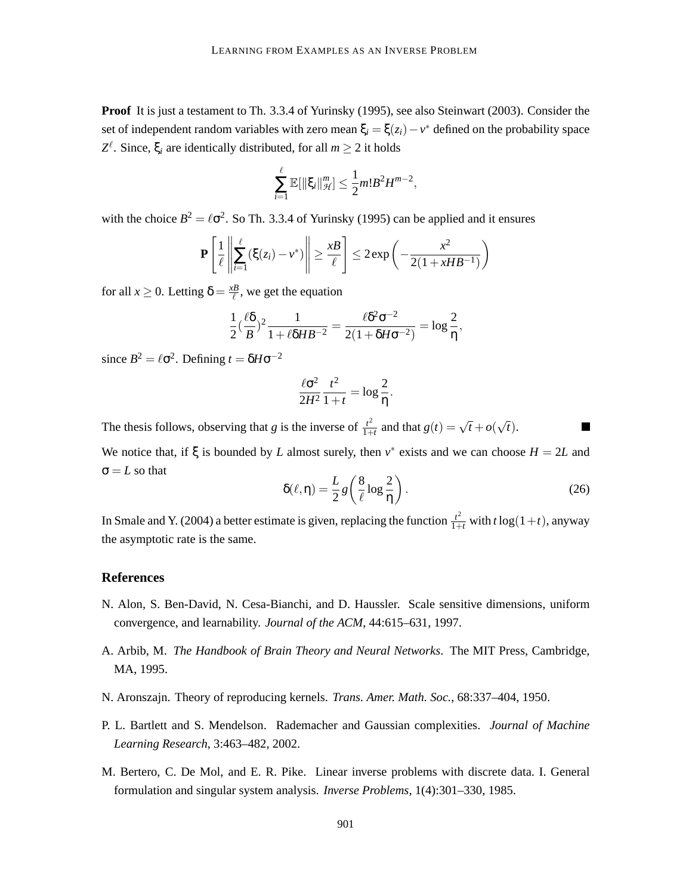**Proof** It is just a testament to Th. 3.3.4 of Yurinsky (1995), see also Steinwart (2003). Consider the set of independent random variables with zero mean $\xi_i = \xi(z_i) - v^*$ defined on the probability space $Z^\ell$. Since, $\xi_i$ are identically distributed, for all $m \geq 2$ it holds

$$\sum_{i=1}^{\ell} \mathbb{E}[\|\xi_i\|_{\mathcal{H}}^m] \leq \frac{1}{2} m! B^2 H^{m-2},$$

with the choice $B^2 = \ell\sigma^2$. So Th. 3.3.4 of Yurinsky (1995) can be applied and it ensures

$$\mathbf{P}\left[\frac{1}{\ell}\left\|\sum_{i=1}^{\ell}(\xi(z_i) - v^*)\right\| \geq \frac{xB}{\ell}\right] \leq 2\exp\left(-\frac{x^2}{2(1+xHB^{-1})}\right)$$

for all $x \geq 0$. Letting $\delta = \frac{xB}{\ell}$, we get the equation

$$\frac{1}{2}(\frac{\ell\delta}{B})^2 \frac{1}{1+\ell\delta HB^{-2}} = \frac{\ell\delta^2\sigma^{-2}}{2(1+\delta H\sigma^{-2})} = \log\frac{2}{\eta},$$

since $B^2 = \ell\sigma^2$. Defining $t = \delta H\sigma^{-2}$

$$\frac{\ell\sigma^2}{2H^2}\frac{t^2}{1+t} = \log\frac{2}{\eta}.$$

The thesis follows, observing that $g$ is the inverse of $\frac{t^2}{1+t}$ and that $g(t) = \sqrt{t} + o(\sqrt{t})$. ■

We notice that, if $\xi$ is bounded by $L$ almost surely, then $v^*$ exists and we can choose $H = 2L$ and $\sigma = L$ so that

$$\delta(\ell,\eta) = \frac{L}{2} g\left(\frac{8}{\ell}\log\frac{2}{\eta}\right). \tag{26}$$

In Smale and Y. (2004) a better estimate is given, replacing the function $\frac{t^2}{1+t}$ with $t\log(1+t)$, anyway the asymptotic rate is the same.

## References

N. Alon, S. Ben-David, N. Cesa-Bianchi, and D. Haussler. Scale sensitive dimensions, uniform convergence, and learnability. *Journal of the ACM*, 44:615–631, 1997.

A. Arbib, M. *The Handbook of Brain Theory and Neural Networks*. The MIT Press, Cambridge, MA, 1995.

N. Aronszajn. Theory of reproducing kernels. *Trans. Amer. Math. Soc.*, 68:337–404, 1950.

P. L. Bartlett and S. Mendelson. Rademacher and Gaussian complexities. *Journal of Machine Learning Research*, 3:463–482, 2002.

M. Bertero, C. De Mol, and E. R. Pike. Linear inverse problems with discrete data. I. General formulation and singular system analysis. *Inverse Problems*, 1(4):301–330, 1985.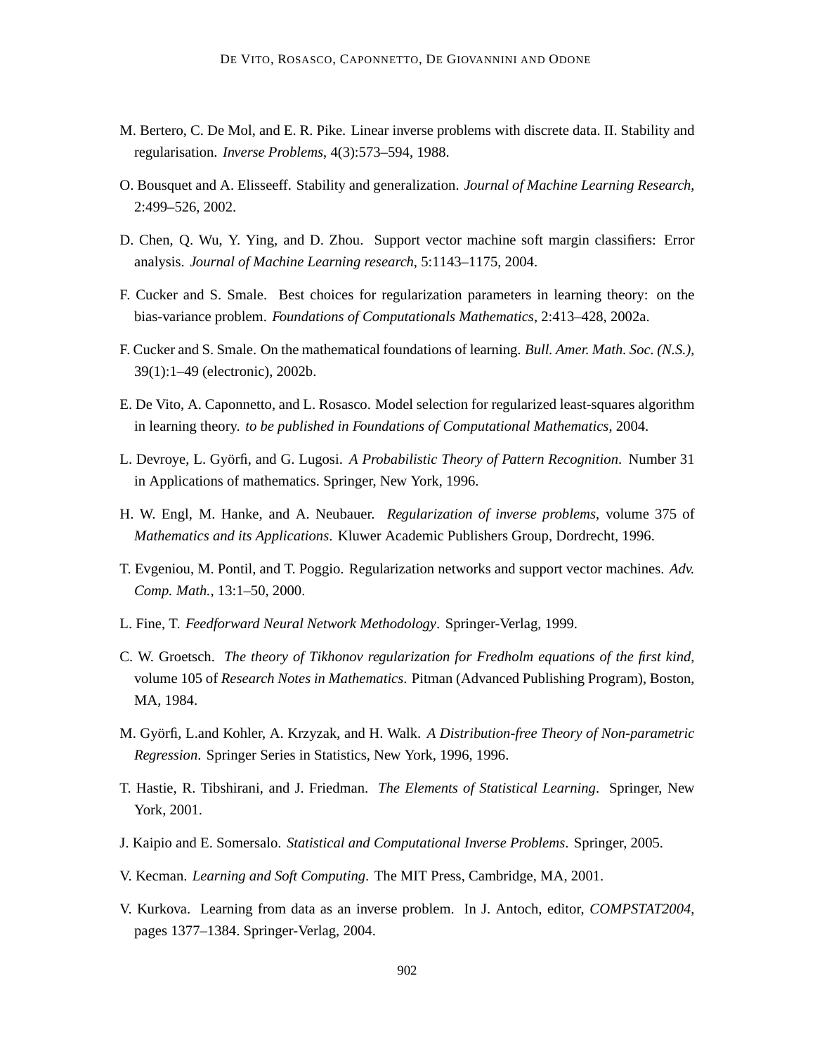M. Bertero, C. De Mol, and E. R. Pike. Linear inverse problems with discrete data. II. Stability and regularisation. *Inverse Problems*, 4(3):573–594, 1988.

O. Bousquet and A. Elisseeff. Stability and generalization. *Journal of Machine Learning Research*, 2:499–526, 2002.

D. Chen, Q. Wu, Y. Ying, and D. Zhou. Support vector machine soft margin classifiers: Error analysis. *Journal of Machine Learning research*, 5:1143–1175, 2004.

F. Cucker and S. Smale. Best choices for regularization parameters in learning theory: on the bias-variance problem. *Foundations of Computationals Mathematics*, 2:413–428, 2002a.

F. Cucker and S. Smale. On the mathematical foundations of learning. *Bull. Amer. Math. Soc. (N.S.)*, 39(1):1–49 (electronic), 2002b.

E. De Vito, A. Caponnetto, and L. Rosasco. Model selection for regularized least-squares algorithm in learning theory. *to be published in Foundations of Computational Mathematics*, 2004.

L. Devroye, L. Györfi, and G. Lugosi. *A Probabilistic Theory of Pattern Recognition*. Number 31 in Applications of mathematics. Springer, New York, 1996.

H. W. Engl, M. Hanke, and A. Neubauer. *Regularization of inverse problems*, volume 375 of *Mathematics and its Applications*. Kluwer Academic Publishers Group, Dordrecht, 1996.

T. Evgeniou, M. Pontil, and T. Poggio. Regularization networks and support vector machines. *Adv. Comp. Math.*, 13:1–50, 2000.

L. Fine, T. *Feedforward Neural Network Methodology*. Springer-Verlag, 1999.

C. W. Groetsch. *The theory of Tikhonov regularization for Fredholm equations of the first kind*, volume 105 of *Research Notes in Mathematics*. Pitman (Advanced Publishing Program), Boston, MA, 1984.

M. Györfi, L.and Kohler, A. Krzyzak, and H. Walk. *A Distribution-free Theory of Non-parametric Regression*. Springer Series in Statistics, New York, 1996, 1996.

T. Hastie, R. Tibshirani, and J. Friedman. *The Elements of Statistical Learning*. Springer, New York, 2001.

J. Kaipio and E. Somersalo. *Statistical and Computational Inverse Problems*. Springer, 2005.

V. Kecman. *Learning and Soft Computing*. The MIT Press, Cambridge, MA, 2001.

V. Kurkova. Learning from data as an inverse problem. In J. Antoch, editor, *COMPSTAT2004*, pages 1377–1384. Springer-Verlag, 2004.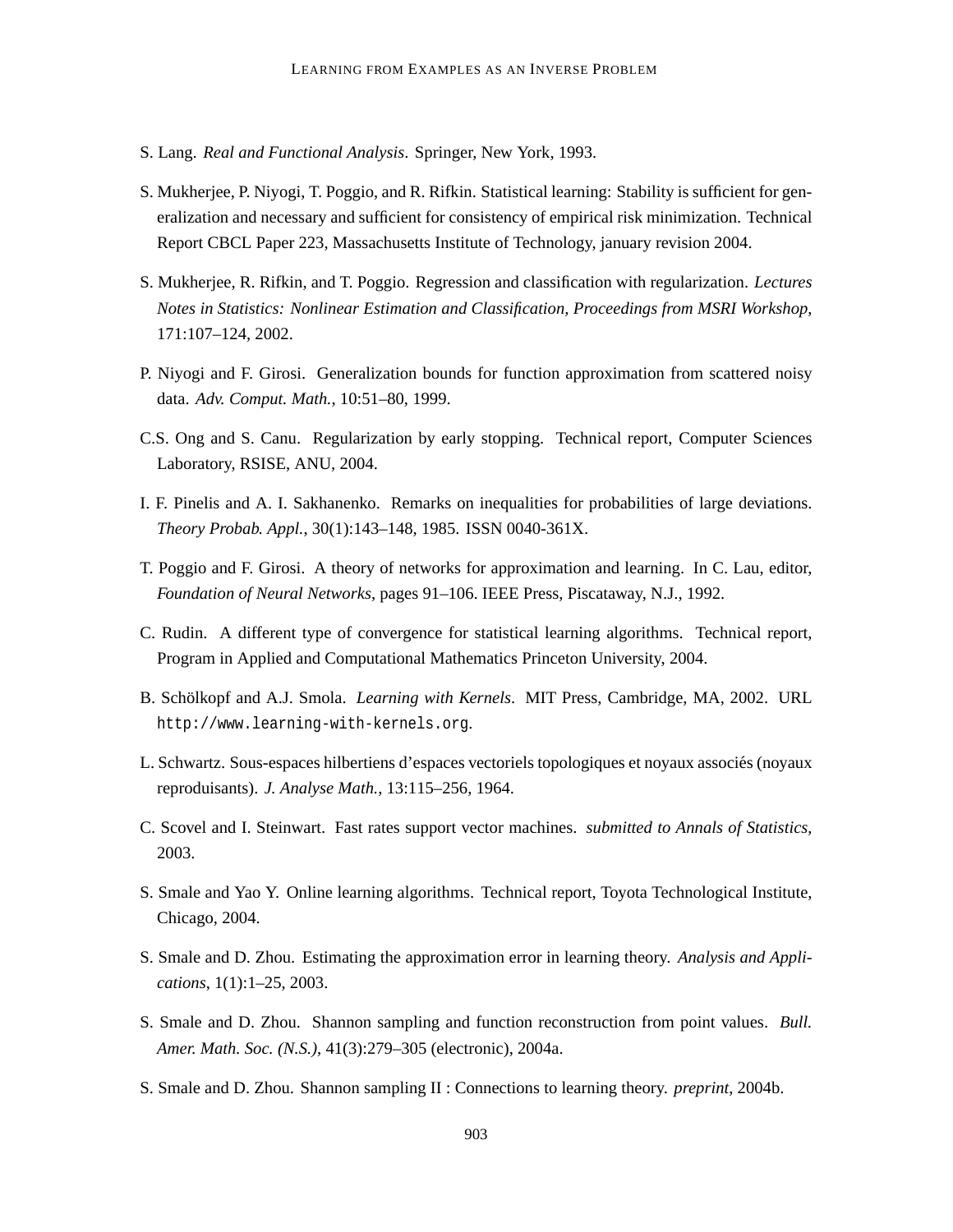S. Lang. *Real and Functional Analysis*. Springer, New York, 1993.

S. Mukherjee, P. Niyogi, T. Poggio, and R. Rifkin. Statistical learning: Stability is sufficient for generalization and necessary and sufficient for consistency of empirical risk minimization. Technical Report CBCL Paper 223, Massachusetts Institute of Technology, january revision 2004.

S. Mukherjee, R. Rifkin, and T. Poggio. Regression and classification with regularization. *Lectures Notes in Statistics: Nonlinear Estimation and Classification, Proceedings from MSRI Workshop*, 171:107–124, 2002.

P. Niyogi and F. Girosi. Generalization bounds for function approximation from scattered noisy data. *Adv. Comput. Math.*, 10:51–80, 1999.

C.S. Ong and S. Canu. Regularization by early stopping. Technical report, Computer Sciences Laboratory, RSISE, ANU, 2004.

I. F. Pinelis and A. I. Sakhanenko. Remarks on inequalities for probabilities of large deviations. *Theory Probab. Appl.*, 30(1):143–148, 1985. ISSN 0040-361X.

T. Poggio and F. Girosi. A theory of networks for approximation and learning. In C. Lau, editor, *Foundation of Neural Networks*, pages 91–106. IEEE Press, Piscataway, N.J., 1992.

C. Rudin. A different type of convergence for statistical learning algorithms. Technical report, Program in Applied and Computational Mathematics Princeton University, 2004.

B. Schölkopf and A.J. Smola. *Learning with Kernels*. MIT Press, Cambridge, MA, 2002. URL http://www.learning-with-kernels.org.

L. Schwartz. Sous-espaces hilbertiens d'espaces vectoriels topologiques et noyaux associés (noyaux reproduisants). *J. Analyse Math.*, 13:115–256, 1964.

C. Scovel and I. Steinwart. Fast rates support vector machines. *submitted to Annals of Statistics*, 2003.

S. Smale and Yao Y. Online learning algorithms. Technical report, Toyota Technological Institute, Chicago, 2004.

S. Smale and D. Zhou. Estimating the approximation error in learning theory. *Analysis and Applications*, 1(1):1–25, 2003.

S. Smale and D. Zhou. Shannon sampling and function reconstruction from point values. *Bull. Amer. Math. Soc. (N.S.)*, 41(3):279–305 (electronic), 2004a.

S. Smale and D. Zhou. Shannon sampling II : Connections to learning theory. *preprint*, 2004b.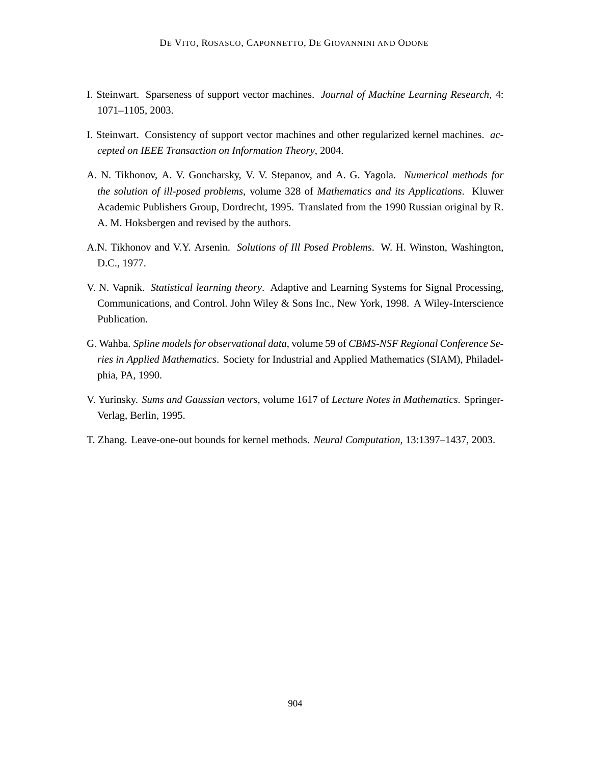I. Steinwart. Sparseness of support vector machines. *Journal of Machine Learning Research*, 4: 1071–1105, 2003.

I. Steinwart. Consistency of support vector machines and other regularized kernel machines. *accepted on IEEE Transaction on Information Theory*, 2004.

A. N. Tikhonov, A. V. Goncharsky, V. V. Stepanov, and A. G. Yagola. *Numerical methods for the solution of ill-posed problems*, volume 328 of *Mathematics and its Applications*. Kluwer Academic Publishers Group, Dordrecht, 1995. Translated from the 1990 Russian original by R. A. M. Hoksbergen and revised by the authors.

A.N. Tikhonov and V.Y. Arsenin. *Solutions of Ill Posed Problems*. W. H. Winston, Washington, D.C., 1977.

V. N. Vapnik. *Statistical learning theory*. Adaptive and Learning Systems for Signal Processing, Communications, and Control. John Wiley & Sons Inc., New York, 1998. A Wiley-Interscience Publication.

G. Wahba. *Spline models for observational data*, volume 59 of *CBMS-NSF Regional Conference Series in Applied Mathematics*. Society for Industrial and Applied Mathematics (SIAM), Philadelphia, PA, 1990.

V. Yurinsky. *Sums and Gaussian vectors*, volume 1617 of *Lecture Notes in Mathematics*. Springer-Verlag, Berlin, 1995.

T. Zhang. Leave-one-out bounds for kernel methods. *Neural Computation*, 13:1397–1437, 2003.